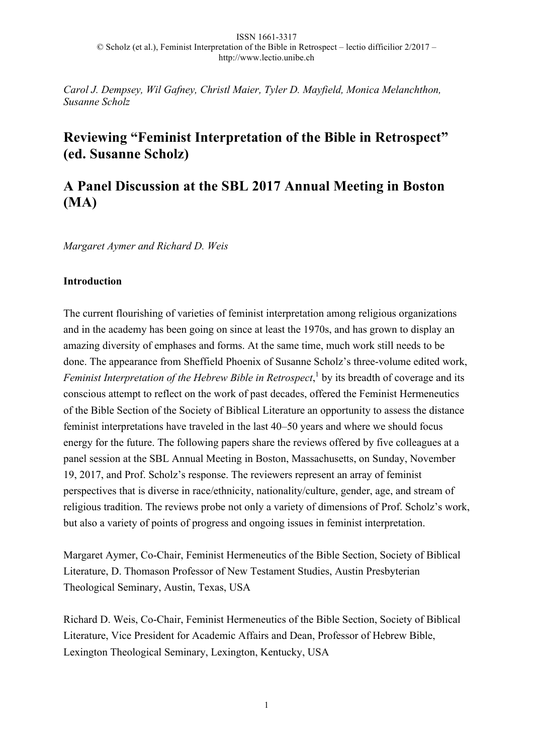*Carol J. Dempsey, Wil Gafney, Christl Maier, Tyler D. Mayfield, Monica Melanchthon, Susanne Scholz*

# Reviewing "Feminist Interpretation of the Bible in Retrospect" (ed. Susanne Scholz)

# A Panel Discussion at the SBL 2017 Annual Meeting in Boston (MA)

*Margaret Aymer and Richard D. Weis*

**Introduction**

The current flourishing of varieties of feminist interpretation among religious organizations and in the academy has been going on since at least the 1970s, and has grown to display an amazing diversity of emphases and forms. At the same time, much work still needs to be done. The appearance from Sheffield Phoenix of Susanne Scholz's three-volume edited work, *Feminist Interpretation of the Hebrew Bible in Retrospect*,[1] by its breadth of coverage and its conscious attempt to reflect on the work of past decades, offered the Feminist Hermeneutics of the Bible Section of the Society of Biblical Literature an opportunity to assess the distance feminist interpretations have traveled in the last 40–50 years and where we should focus energy for the future. The following papers share the reviews offered by five colleagues at a panel session at the SBL Annual Meeting in Boston, Massachusetts, on Sunday, November 19, 2017, and Prof. Scholz's response. The reviewers represent an array of feminist perspectives that is diverse in race/ethnicity, nationality/culture, gender, age, and stream of religious tradition. The reviews probe not only a variety of dimensions of Prof. Scholz's work, but also a variety of points of progress and ongoing issues in feminist interpretation.

Margaret Aymer, Co-Chair, Feminist Hermeneutics of the Bible Section, Society of Biblical Literature, D. Thomason Professor of New Testament Studies, Austin Presbyterian Theological Seminary, Austin, Texas, USA

Richard D. Weis, Co-Chair, Feminist Hermeneutics of the Bible Section, Society of Biblical Literature, Vice President for Academic Affairs and Dean, Professor of Hebrew Bible, Lexington Theological Seminary, Lexington, Kentucky, USA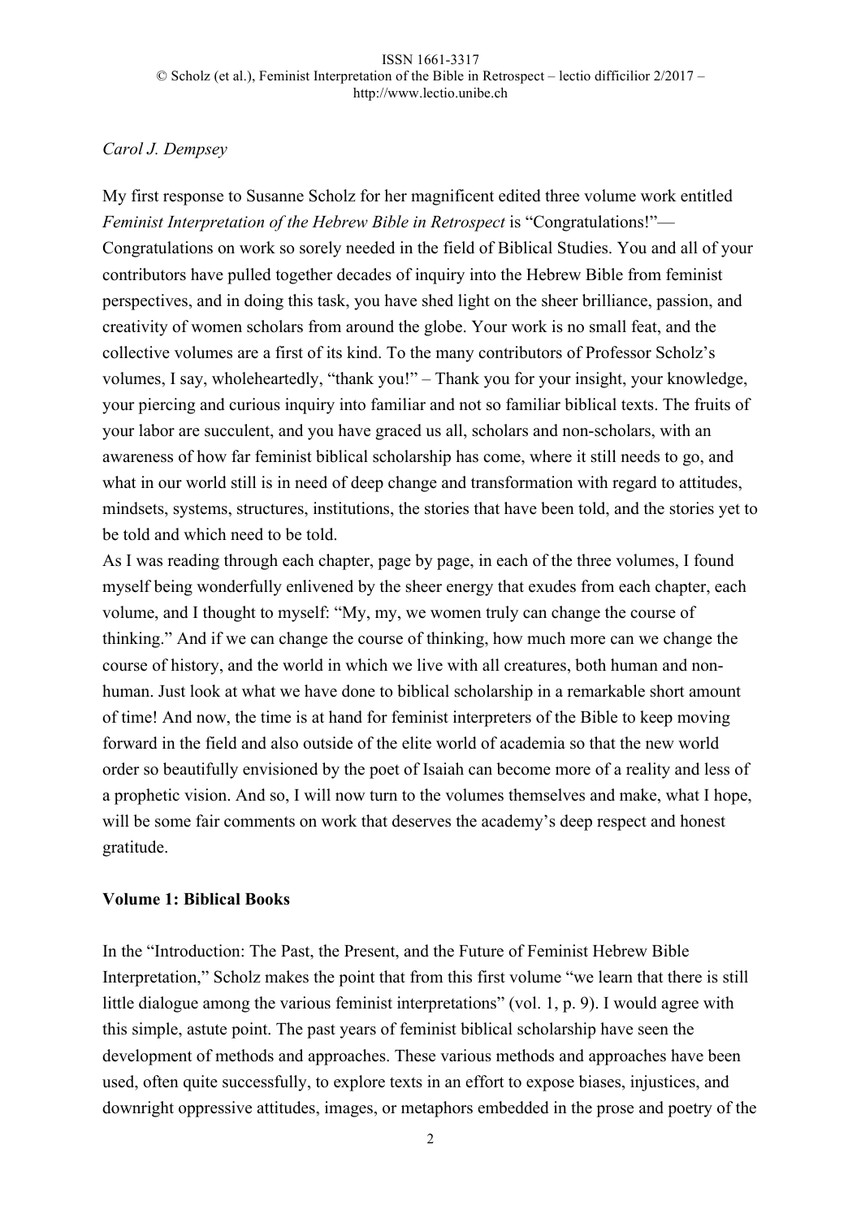*Carol J. Dempsey*

My first response to Susanne Scholz for her magnificent edited three volume work entitled *Feminist Interpretation of the Hebrew Bible in Retrospect* is "Congratulations!"—Congratulations on work so sorely needed in the field of Biblical Studies. You and all of your contributors have pulled together decades of inquiry into the Hebrew Bible from feminist perspectives, and in doing this task, you have shed light on the sheer brilliance, passion, and creativity of women scholars from around the globe. Your work is no small feat, and the collective volumes are a first of its kind. To the many contributors of Professor Scholz's volumes, I say, wholeheartedly, "thank you!" – Thank you for your insight, your knowledge, your piercing and curious inquiry into familiar and not so familiar biblical texts. The fruits of your labor are succulent, and you have graced us all, scholars and non-scholars, with an awareness of how far feminist biblical scholarship has come, where it still needs to go, and what in our world still is in need of deep change and transformation with regard to attitudes, mindsets, systems, structures, institutions, the stories that have been told, and the stories yet to be told and which need to be told.

As I was reading through each chapter, page by page, in each of the three volumes, I found myself being wonderfully enlivened by the sheer energy that exudes from each chapter, each volume, and I thought to myself: "My, my, we women truly can change the course of thinking." And if we can change the course of thinking, how much more can we change the course of history, and the world in which we live with all creatures, both human and non-human. Just look at what we have done to biblical scholarship in a remarkable short amount of time! And now, the time is at hand for feminist interpreters of the Bible to keep moving forward in the field and also outside of the elite world of academia so that the new world order so beautifully envisioned by the poet of Isaiah can become more of a reality and less of a prophetic vision. And so, I will now turn to the volumes themselves and make, what I hope, will be some fair comments on work that deserves the academy's deep respect and honest gratitude.

**Volume 1: Biblical Books**

In the "Introduction: The Past, the Present, and the Future of Feminist Hebrew Bible Interpretation," Scholz makes the point that from this first volume "we learn that there is still little dialogue among the various feminist interpretations" (vol. 1, p. 9). I would agree with this simple, astute point. The past years of feminist biblical scholarship have seen the development of methods and approaches. These various methods and approaches have been used, often quite successfully, to explore texts in an effort to expose biases, injustices, and downright oppressive attitudes, images, or metaphors embedded in the prose and poetry of the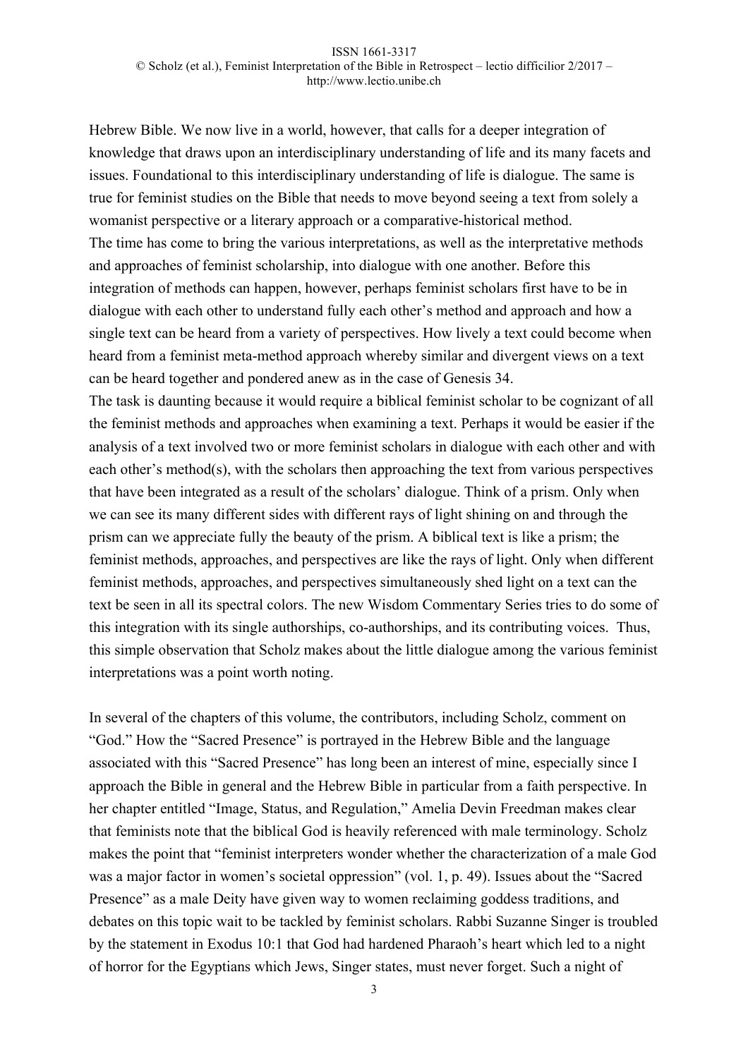Hebrew Bible. We now live in a world, however, that calls for a deeper integration of knowledge that draws upon an interdisciplinary understanding of life and its many facets and issues. Foundational to this interdisciplinary understanding of life is dialogue. The same is true for feminist studies on the Bible that needs to move beyond seeing a text from solely a womanist perspective or a literary approach or a comparative-historical method.

The time has come to bring the various interpretations, as well as the interpretative methods and approaches of feminist scholarship, into dialogue with one another. Before this integration of methods can happen, however, perhaps feminist scholars first have to be in dialogue with each other to understand fully each other's method and approach and how a single text can be heard from a variety of perspectives. How lively a text could become when heard from a feminist meta-method approach whereby similar and divergent views on a text can be heard together and pondered anew as in the case of Genesis 34.

The task is daunting because it would require a biblical feminist scholar to be cognizant of all the feminist methods and approaches when examining a text. Perhaps it would be easier if the analysis of a text involved two or more feminist scholars in dialogue with each other and with each other's method(s), with the scholars then approaching the text from various perspectives that have been integrated as a result of the scholars' dialogue. Think of a prism. Only when we can see its many different sides with different rays of light shining on and through the prism can we appreciate fully the beauty of the prism. A biblical text is like a prism; the feminist methods, approaches, and perspectives are like the rays of light. Only when different feminist methods, approaches, and perspectives simultaneously shed light on a text can the text be seen in all its spectral colors. The new Wisdom Commentary Series tries to do some of this integration with its single authorships, co-authorships, and its contributing voices. Thus, this simple observation that Scholz makes about the little dialogue among the various feminist interpretations was a point worth noting.

In several of the chapters of this volume, the contributors, including Scholz, comment on "God." How the "Sacred Presence" is portrayed in the Hebrew Bible and the language associated with this "Sacred Presence" has long been an interest of mine, especially since I approach the Bible in general and the Hebrew Bible in particular from a faith perspective. In her chapter entitled "Image, Status, and Regulation," Amelia Devin Freedman makes clear that feminists note that the biblical God is heavily referenced with male terminology. Scholz makes the point that "feminist interpreters wonder whether the characterization of a male God was a major factor in women's societal oppression" (vol. 1, p. 49). Issues about the "Sacred Presence" as a male Deity have given way to women reclaiming goddess traditions, and debates on this topic wait to be tackled by feminist scholars. Rabbi Suzanne Singer is troubled by the statement in Exodus 10:1 that God had hardened Pharaoh's heart which led to a night of horror for the Egyptians which Jews, Singer states, must never forget. Such a night of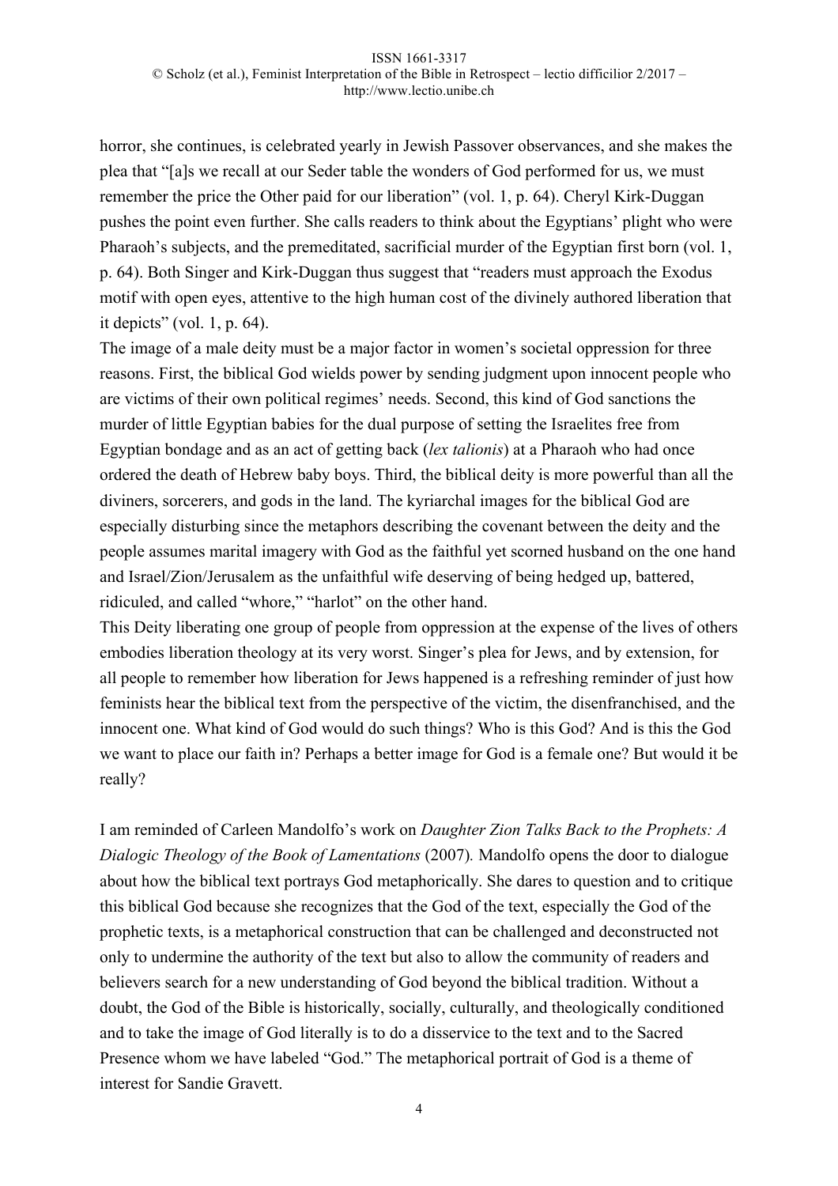horror, she continues, is celebrated yearly in Jewish Passover observances, and she makes the plea that "[a]s we recall at our Seder table the wonders of God performed for us, we must remember the price the Other paid for our liberation" (vol. 1, p. 64). Cheryl Kirk-Duggan pushes the point even further. She calls readers to think about the Egyptians' plight who were Pharaoh's subjects, and the premeditated, sacrificial murder of the Egyptian first born (vol. 1, p. 64). Both Singer and Kirk-Duggan thus suggest that "readers must approach the Exodus motif with open eyes, attentive to the high human cost of the divinely authored liberation that it depicts" (vol. 1, p. 64).

The image of a male deity must be a major factor in women's societal oppression for three reasons. First, the biblical God wields power by sending judgment upon innocent people who are victims of their own political regimes' needs. Second, this kind of God sanctions the murder of little Egyptian babies for the dual purpose of setting the Israelites free from Egyptian bondage and as an act of getting back (*lex talionis*) at a Pharaoh who had once ordered the death of Hebrew baby boys. Third, the biblical deity is more powerful than all the diviners, sorcerers, and gods in the land. The kyriarchal images for the biblical God are especially disturbing since the metaphors describing the covenant between the deity and the people assumes marital imagery with God as the faithful yet scorned husband on the one hand and Israel/Zion/Jerusalem as the unfaithful wife deserving of being hedged up, battered, ridiculed, and called "whore," "harlot" on the other hand.

This Deity liberating one group of people from oppression at the expense of the lives of others embodies liberation theology at its very worst. Singer's plea for Jews, and by extension, for all people to remember how liberation for Jews happened is a refreshing reminder of just how feminists hear the biblical text from the perspective of the victim, the disenfranchised, and the innocent one. What kind of God would do such things? Who is this God? And is this the God we want to place our faith in? Perhaps a better image for God is a female one? But would it be really?

I am reminded of Carleen Mandolfo's work on *Daughter Zion Talks Back to the Prophets: A Dialogic Theology of the Book of Lamentations* (2007). Mandolfo opens the door to dialogue about how the biblical text portrays God metaphorically. She dares to question and to critique this biblical God because she recognizes that the God of the text, especially the God of the prophetic texts, is a metaphorical construction that can be challenged and deconstructed not only to undermine the authority of the text but also to allow the community of readers and believers search for a new understanding of God beyond the biblical tradition. Without a doubt, the God of the Bible is historically, socially, culturally, and theologically conditioned and to take the image of God literally is to do a disservice to the text and to the Sacred Presence whom we have labeled "God." The metaphorical portrait of God is a theme of interest for Sandie Gravett.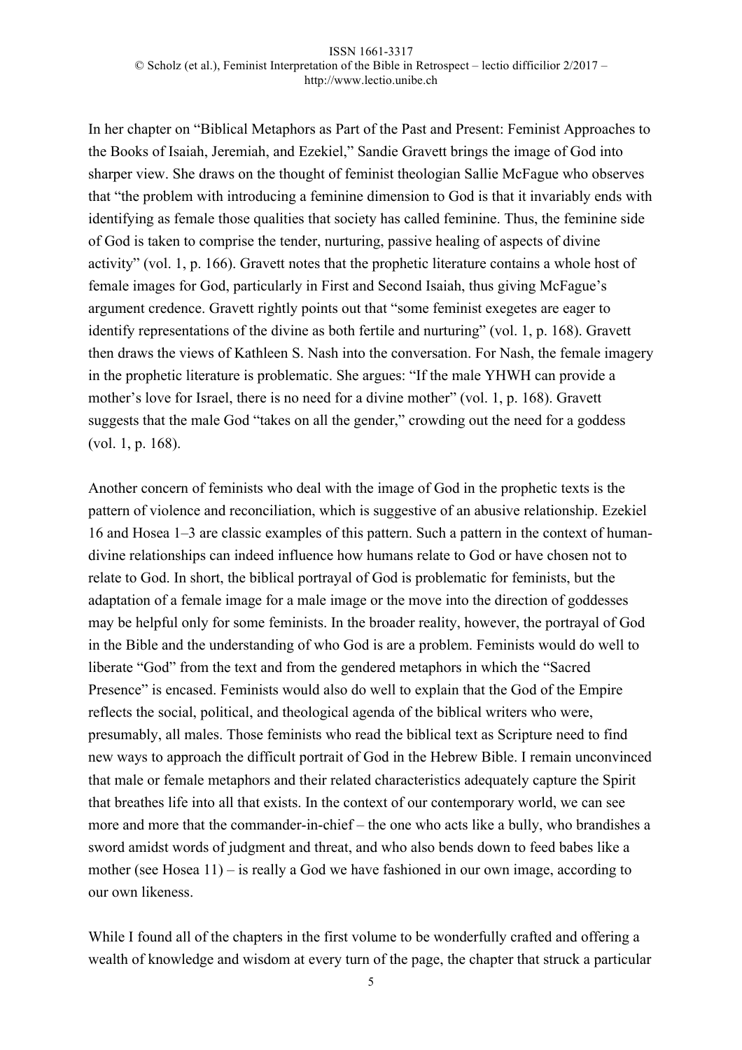In her chapter on "Biblical Metaphors as Part of the Past and Present: Feminist Approaches to the Books of Isaiah, Jeremiah, and Ezekiel," Sandie Gravett brings the image of God into sharper view. She draws on the thought of feminist theologian Sallie McFague who observes that "the problem with introducing a feminine dimension to God is that it invariably ends with identifying as female those qualities that society has called feminine. Thus, the feminine side of God is taken to comprise the tender, nurturing, passive healing of aspects of divine activity" (vol. 1, p. 166). Gravett notes that the prophetic literature contains a whole host of female images for God, particularly in First and Second Isaiah, thus giving McFague's argument credence. Gravett rightly points out that "some feminist exegetes are eager to identify representations of the divine as both fertile and nurturing" (vol. 1, p. 168). Gravett then draws the views of Kathleen S. Nash into the conversation. For Nash, the female imagery in the prophetic literature is problematic. She argues: "If the male YHWH can provide a mother's love for Israel, there is no need for a divine mother" (vol. 1, p. 168). Gravett suggests that the male God "takes on all the gender," crowding out the need for a goddess (vol. 1, p. 168).

Another concern of feminists who deal with the image of God in the prophetic texts is the pattern of violence and reconciliation, which is suggestive of an abusive relationship. Ezekiel 16 and Hosea 1–3 are classic examples of this pattern. Such a pattern in the context of human-divine relationships can indeed influence how humans relate to God or have chosen not to relate to God. In short, the biblical portrayal of God is problematic for feminists, but the adaptation of a female image for a male image or the move into the direction of goddesses may be helpful only for some feminists. In the broader reality, however, the portrayal of God in the Bible and the understanding of who God is are a problem. Feminists would do well to liberate "God" from the text and from the gendered metaphors in which the "Sacred Presence" is encased. Feminists would also do well to explain that the God of the Empire reflects the social, political, and theological agenda of the biblical writers who were, presumably, all males. Those feminists who read the biblical text as Scripture need to find new ways to approach the difficult portrait of God in the Hebrew Bible. I remain unconvinced that male or female metaphors and their related characteristics adequately capture the Spirit that breathes life into all that exists. In the context of our contemporary world, we can see more and more that the commander-in-chief – the one who acts like a bully, who brandishes a sword amidst words of judgment and threat, and who also bends down to feed babes like a mother (see Hosea 11) – is really a God we have fashioned in our own image, according to our own likeness.

While I found all of the chapters in the first volume to be wonderfully crafted and offering a wealth of knowledge and wisdom at every turn of the page, the chapter that struck a particular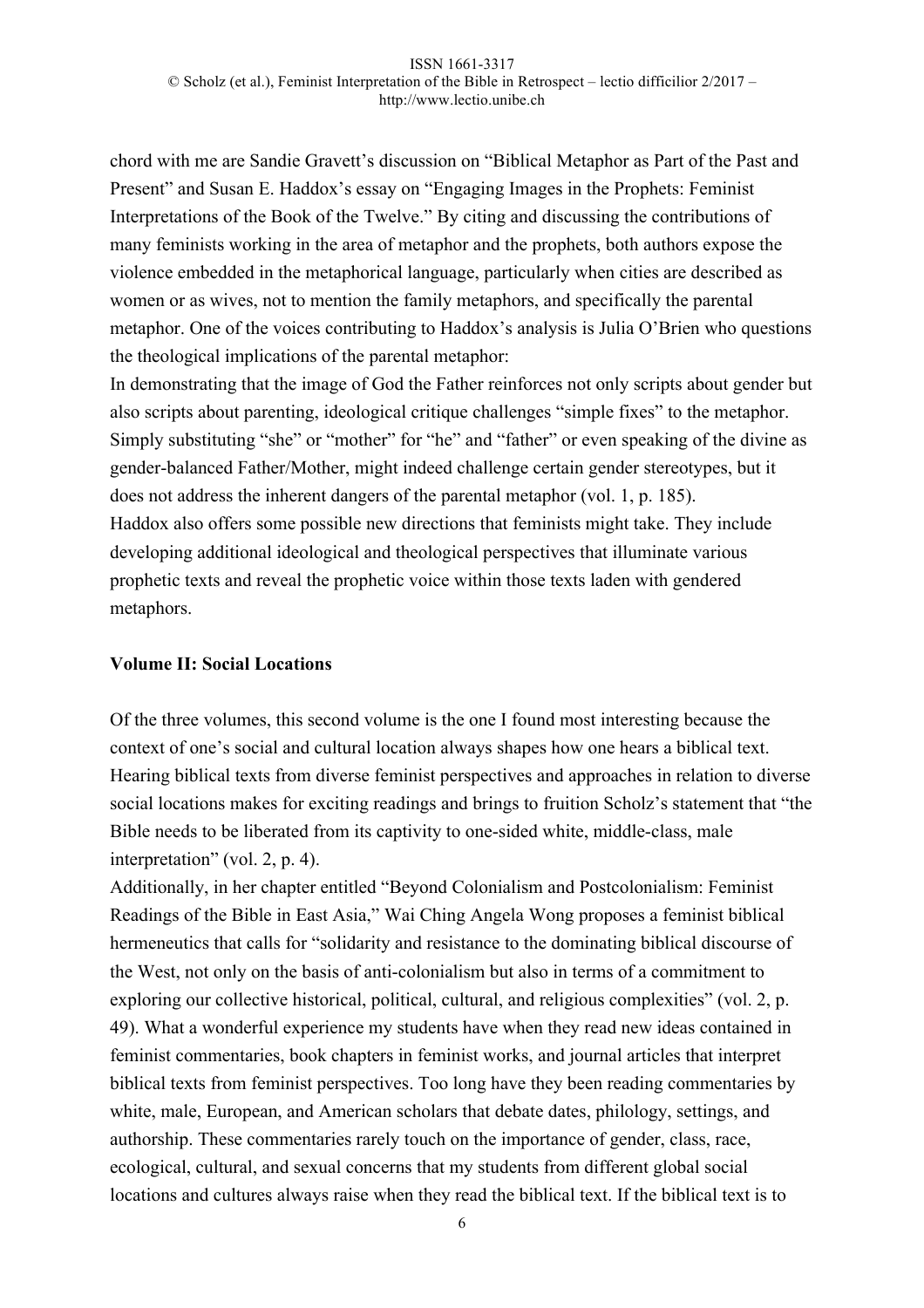chord with me are Sandie Gravett's discussion on "Biblical Metaphor as Part of the Past and Present" and Susan E. Haddox's essay on "Engaging Images in the Prophets: Feminist Interpretations of the Book of the Twelve." By citing and discussing the contributions of many feminists working in the area of metaphor and the prophets, both authors expose the violence embedded in the metaphorical language, particularly when cities are described as women or as wives, not to mention the family metaphors, and specifically the parental metaphor. One of the voices contributing to Haddox's analysis is Julia O'Brien who questions the theological implications of the parental metaphor:

In demonstrating that the image of God the Father reinforces not only scripts about gender but also scripts about parenting, ideological critique challenges "simple fixes" to the metaphor. Simply substituting "she" or "mother" for "he" and "father" or even speaking of the divine as gender-balanced Father/Mother, might indeed challenge certain gender stereotypes, but it does not address the inherent dangers of the parental metaphor (vol. 1, p. 185).

Haddox also offers some possible new directions that feminists might take. They include developing additional ideological and theological perspectives that illuminate various prophetic texts and reveal the prophetic voice within those texts laden with gendered metaphors.

### Volume II: Social Locations

Of the three volumes, this second volume is the one I found most interesting because the context of one's social and cultural location always shapes how one hears a biblical text. Hearing biblical texts from diverse feminist perspectives and approaches in relation to diverse social locations makes for exciting readings and brings to fruition Scholz's statement that "the Bible needs to be liberated from its captivity to one-sided white, middle-class, male interpretation" (vol. 2, p. 4).

Additionally, in her chapter entitled "Beyond Colonialism and Postcolonialism: Feminist Readings of the Bible in East Asia," Wai Ching Angela Wong proposes a feminist biblical hermeneutics that calls for "solidarity and resistance to the dominating biblical discourse of the West, not only on the basis of anti-colonialism but also in terms of a commitment to exploring our collective historical, political, cultural, and religious complexities" (vol. 2, p. 49). What a wonderful experience my students have when they read new ideas contained in feminist commentaries, book chapters in feminist works, and journal articles that interpret biblical texts from feminist perspectives. Too long have they been reading commentaries by white, male, European, and American scholars that debate dates, philology, settings, and authorship. These commentaries rarely touch on the importance of gender, class, race, ecological, cultural, and sexual concerns that my students from different global social locations and cultures always raise when they read the biblical text. If the biblical text is to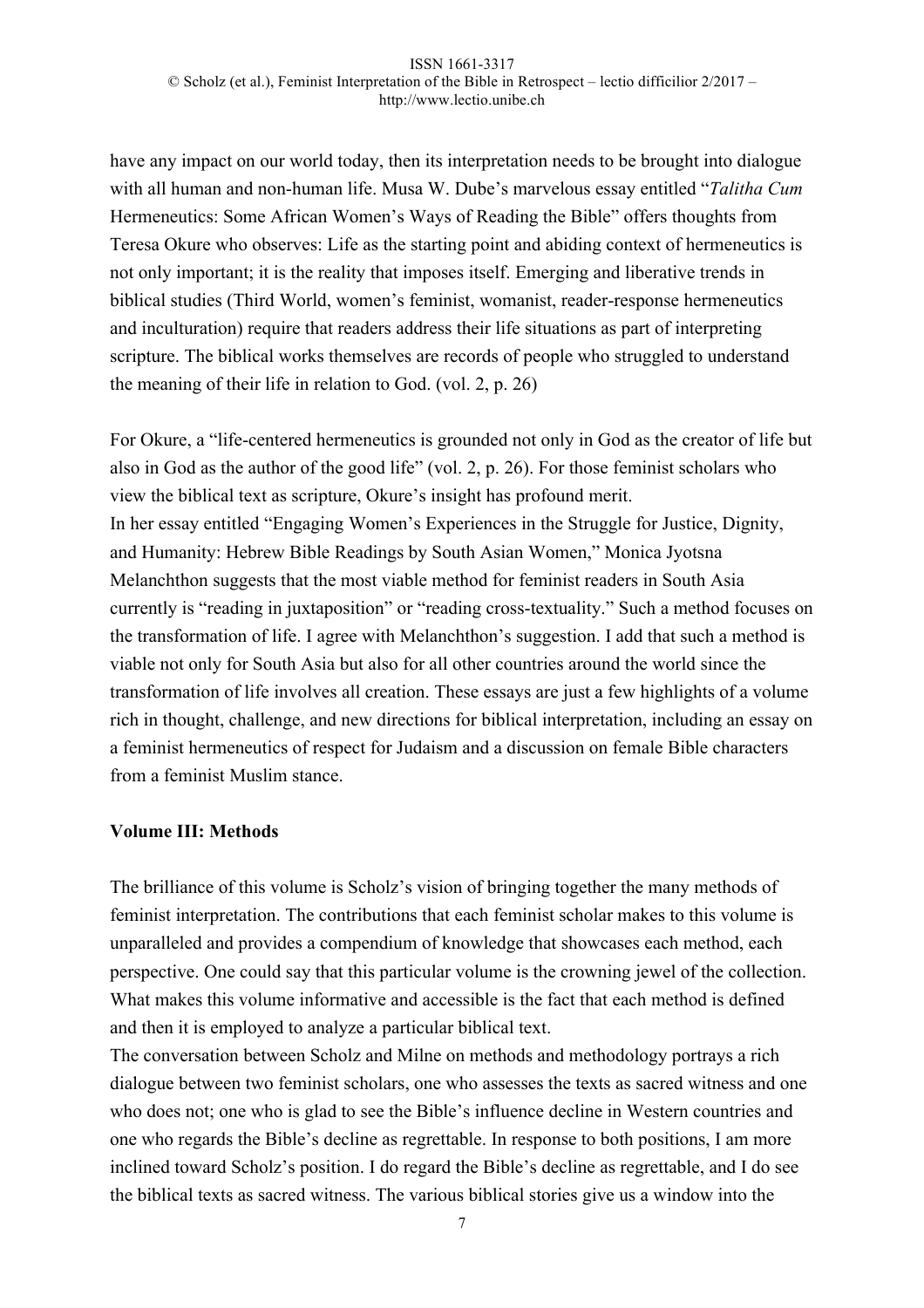have any impact on our world today, then its interpretation needs to be brought into dialogue with all human and non-human life. Musa W. Dube's marvelous essay entitled "*Talitha Cum* Hermeneutics: Some African Women's Ways of Reading the Bible" offers thoughts from Teresa Okure who observes: Life as the starting point and abiding context of hermeneutics is not only important; it is the reality that imposes itself. Emerging and liberative trends in biblical studies (Third World, women's feminist, womanist, reader-response hermeneutics and inculturation) require that readers address their life situations as part of interpreting scripture. The biblical works themselves are records of people who struggled to understand the meaning of their life in relation to God. (vol. 2, p. 26)

For Okure, a "life-centered hermeneutics is grounded not only in God as the creator of life but also in God as the author of the good life" (vol. 2, p. 26). For those feminist scholars who view the biblical text as scripture, Okure's insight has profound merit.

In her essay entitled "Engaging Women's Experiences in the Struggle for Justice, Dignity, and Humanity: Hebrew Bible Readings by South Asian Women," Monica Jyotsna Melanchthon suggests that the most viable method for feminist readers in South Asia currently is "reading in juxtaposition" or "reading cross-textuality." Such a method focuses on the transformation of life. I agree with Melanchthon's suggestion. I add that such a method is viable not only for South Asia but also for all other countries around the world since the transformation of life involves all creation. These essays are just a few highlights of a volume rich in thought, challenge, and new directions for biblical interpretation, including an essay on a feminist hermeneutics of respect for Judaism and a discussion on female Bible characters from a feminist Muslim stance.

**Volume III: Methods**

The brilliance of this volume is Scholz's vision of bringing together the many methods of feminist interpretation. The contributions that each feminist scholar makes to this volume is unparalleled and provides a compendium of knowledge that showcases each method, each perspective. One could say that this particular volume is the crowning jewel of the collection. What makes this volume informative and accessible is the fact that each method is defined and then it is employed to analyze a particular biblical text.

The conversation between Scholz and Milne on methods and methodology portrays a rich dialogue between two feminist scholars, one who assesses the texts as sacred witness and one who does not; one who is glad to see the Bible's influence decline in Western countries and one who regards the Bible's decline as regrettable. In response to both positions, I am more inclined toward Scholz's position. I do regard the Bible's decline as regrettable, and I do see the biblical texts as sacred witness. The various biblical stories give us a window into the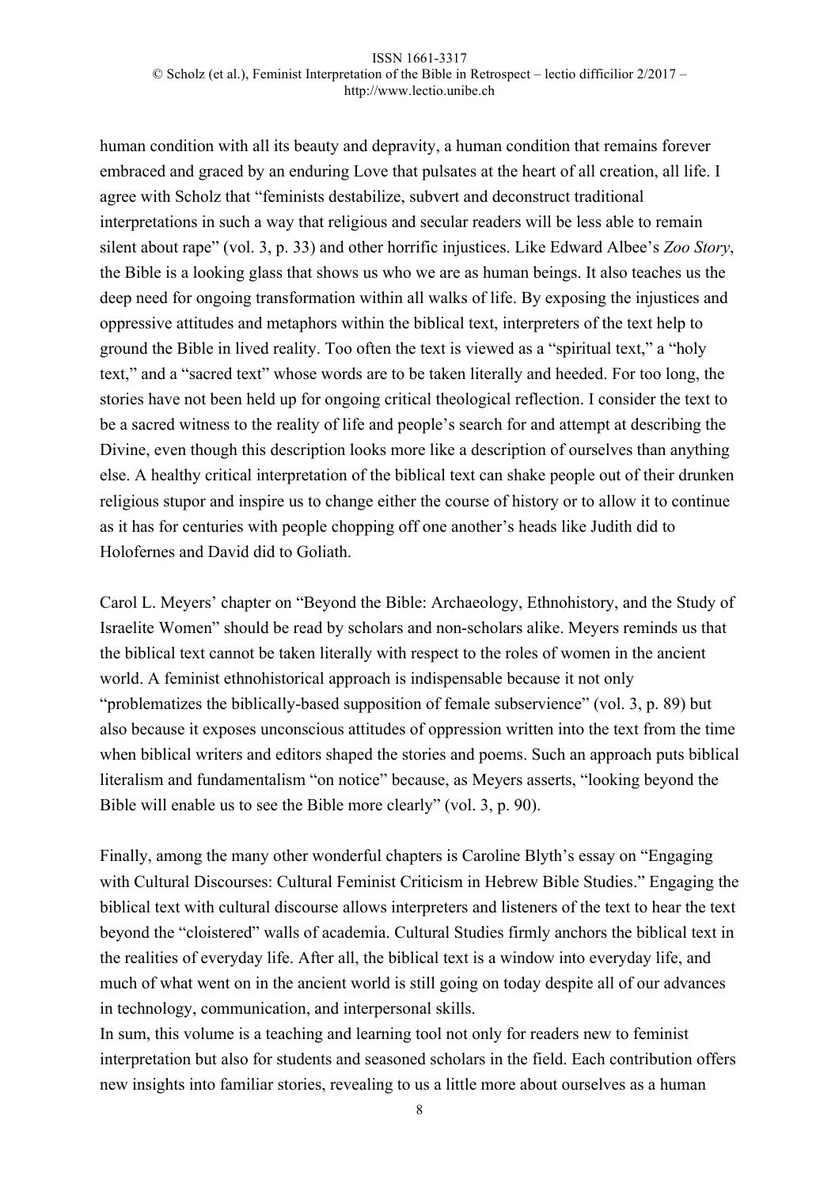human condition with all its beauty and depravity, a human condition that remains forever embraced and graced by an enduring Love that pulsates at the heart of all creation, all life. I agree with Scholz that "feminists destabilize, subvert and deconstruct traditional interpretations in such a way that religious and secular readers will be less able to remain silent about rape" (vol. 3, p. 33) and other horrific injustices. Like Edward Albee's *Zoo Story*, the Bible is a looking glass that shows us who we are as human beings. It also teaches us the deep need for ongoing transformation within all walks of life. By exposing the injustices and oppressive attitudes and metaphors within the biblical text, interpreters of the text help to ground the Bible in lived reality. Too often the text is viewed as a "spiritual text," a "holy text," and a "sacred text" whose words are to be taken literally and heeded. For too long, the stories have not been held up for ongoing critical theological reflection. I consider the text to be a sacred witness to the reality of life and people's search for and attempt at describing the Divine, even though this description looks more like a description of ourselves than anything else. A healthy critical interpretation of the biblical text can shake people out of their drunken religious stupor and inspire us to change either the course of history or to allow it to continue as it has for centuries with people chopping off one another's heads like Judith did to Holofernes and David did to Goliath.

Carol L. Meyers' chapter on "Beyond the Bible: Archaeology, Ethnohistory, and the Study of Israelite Women" should be read by scholars and non-scholars alike. Meyers reminds us that the biblical text cannot be taken literally with respect to the roles of women in the ancient world. A feminist ethnohistorical approach is indispensable because it not only "problematizes the biblically-based supposition of female subservience" (vol. 3, p. 89) but also because it exposes unconscious attitudes of oppression written into the text from the time when biblical writers and editors shaped the stories and poems. Such an approach puts biblical literalism and fundamentalism "on notice" because, as Meyers asserts, "looking beyond the Bible will enable us to see the Bible more clearly" (vol. 3, p. 90).

Finally, among the many other wonderful chapters is Caroline Blyth's essay on "Engaging with Cultural Discourses: Cultural Feminist Criticism in Hebrew Bible Studies." Engaging the biblical text with cultural discourse allows interpreters and listeners of the text to hear the text beyond the "cloistered" walls of academia. Cultural Studies firmly anchors the biblical text in the realities of everyday life. After all, the biblical text is a window into everyday life, and much of what went on in the ancient world is still going on today despite all of our advances in technology, communication, and interpersonal skills.

In sum, this volume is a teaching and learning tool not only for readers new to feminist interpretation but also for students and seasoned scholars in the field. Each contribution offers new insights into familiar stories, revealing to us a little more about ourselves as a human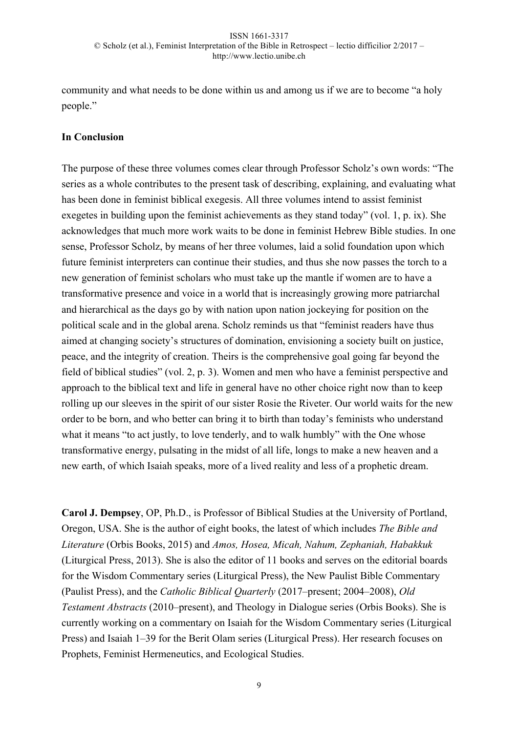community and what needs to be done within us and among us if we are to become "a holy people."

**In Conclusion**

The purpose of these three volumes comes clear through Professor Scholz's own words: "The series as a whole contributes to the present task of describing, explaining, and evaluating what has been done in feminist biblical exegesis. All three volumes intend to assist feminist exegetes in building upon the feminist achievements as they stand today" (vol. 1, p. ix). She acknowledges that much more work waits to be done in feminist Hebrew Bible studies. In one sense, Professor Scholz, by means of her three volumes, laid a solid foundation upon which future feminist interpreters can continue their studies, and thus she now passes the torch to a new generation of feminist scholars who must take up the mantle if women are to have a transformative presence and voice in a world that is increasingly growing more patriarchal and hierarchical as the days go by with nation upon nation jockeying for position on the political scale and in the global arena. Scholz reminds us that "feminist readers have thus aimed at changing society's structures of domination, envisioning a society built on justice, peace, and the integrity of creation. Theirs is the comprehensive goal going far beyond the field of biblical studies" (vol. 2, p. 3). Women and men who have a feminist perspective and approach to the biblical text and life in general have no other choice right now than to keep rolling up our sleeves in the spirit of our sister Rosie the Riveter. Our world waits for the new order to be born, and who better can bring it to birth than today's feminists who understand what it means "to act justly, to love tenderly, and to walk humbly" with the One whose transformative energy, pulsating in the midst of all life, longs to make a new heaven and a new earth, of which Isaiah speaks, more of a lived reality and less of a prophetic dream.

**Carol J. Dempsey**, OP, Ph.D., is Professor of Biblical Studies at the University of Portland, Oregon, USA. She is the author of eight books, the latest of which includes *The Bible and Literature* (Orbis Books, 2015) and *Amos, Hosea, Micah, Nahum, Zephaniah, Habakkuk* (Liturgical Press, 2013). She is also the editor of 11 books and serves on the editorial boards for the Wisdom Commentary series (Liturgical Press), the New Paulist Bible Commentary (Paulist Press), and the *Catholic Biblical Quarterly* (2017–present; 2004–2008), *Old Testament Abstracts* (2010–present), and Theology in Dialogue series (Orbis Books). She is currently working on a commentary on Isaiah for the Wisdom Commentary series (Liturgical Press) and Isaiah 1–39 for the Berit Olam series (Liturgical Press). Her research focuses on Prophets, Feminist Hermeneutics, and Ecological Studies.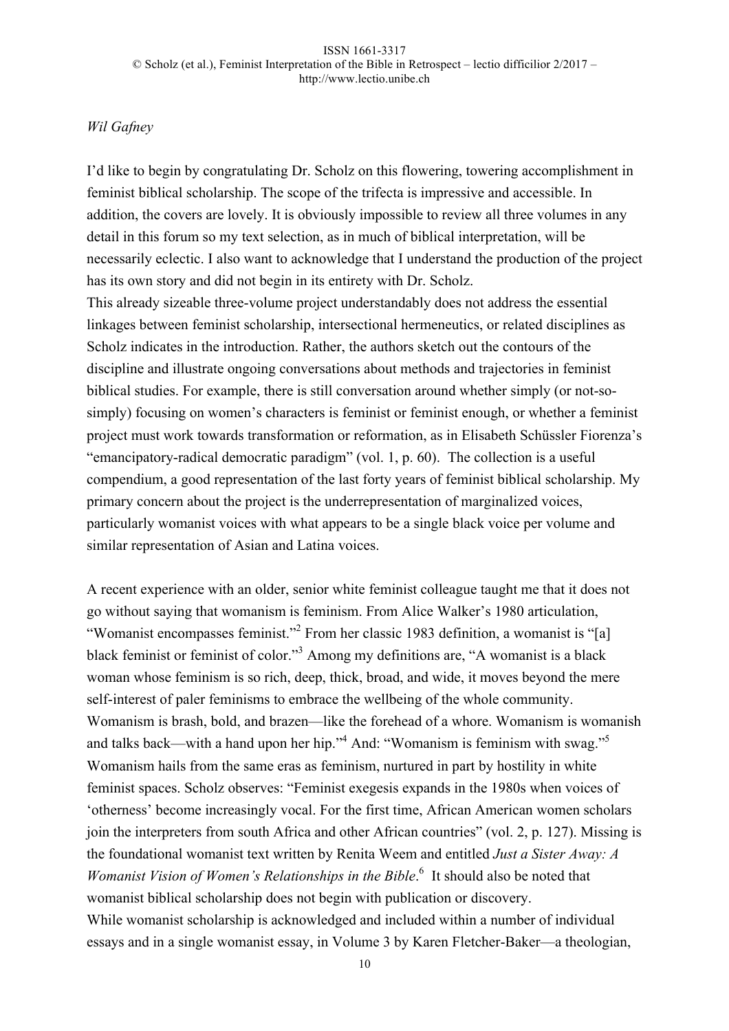*Wil Gafney*

I'd like to begin by congratulating Dr. Scholz on this flowering, towering accomplishment in feminist biblical scholarship. The scope of the trifecta is impressive and accessible. In addition, the covers are lovely. It is obviously impossible to review all three volumes in any detail in this forum so my text selection, as in much of biblical interpretation, will be necessarily eclectic. I also want to acknowledge that I understand the production of the project has its own story and did not begin in its entirety with Dr. Scholz.

This already sizeable three-volume project understandably does not address the essential linkages between feminist scholarship, intersectional hermeneutics, or related disciplines as Scholz indicates in the introduction. Rather, the authors sketch out the contours of the discipline and illustrate ongoing conversations about methods and trajectories in feminist biblical studies. For example, there is still conversation around whether simply (or not-so-simply) focusing on women's characters is feminist or feminist enough, or whether a feminist project must work towards transformation or reformation, as in Elisabeth Schüssler Fiorenza's "emancipatory-radical democratic paradigm" (vol. 1, p. 60). The collection is a useful compendium, a good representation of the last forty years of feminist biblical scholarship. My primary concern about the project is the underrepresentation of marginalized voices, particularly womanist voices with what appears to be a single black voice per volume and similar representation of Asian and Latina voices.

A recent experience with an older, senior white feminist colleague taught me that it does not go without saying that womanism is feminism. From Alice Walker's 1980 articulation, "Womanist encompasses feminist."[2] From her classic 1983 definition, a womanist is "[a] black feminist or feminist of color."[3] Among my definitions are, "A womanist is a black woman whose feminism is so rich, deep, thick, broad, and wide, it moves beyond the mere self-interest of paler feminisms to embrace the wellbeing of the whole community. Womanism is brash, bold, and brazen—like the forehead of a whore. Womanism is womanish and talks back—with a hand upon her hip."[4] And: "Womanism is feminism with swag."[5] Womanism hails from the same eras as feminism, nurtured in part by hostility in white feminist spaces. Scholz observes: "Feminist exegesis expands in the 1980s when voices of 'otherness' become increasingly vocal. For the first time, African American women scholars join the interpreters from south Africa and other African countries" (vol. 2, p. 127). Missing is the foundational womanist text written by Renita Weem and entitled *Just a Sister Away: A Womanist Vision of Women's Relationships in the Bible*.[6] It should also be noted that womanist biblical scholarship does not begin with publication or discovery.

While womanist scholarship is acknowledged and included within a number of individual essays and in a single womanist essay, in Volume 3 by Karen Fletcher-Baker—a theologian,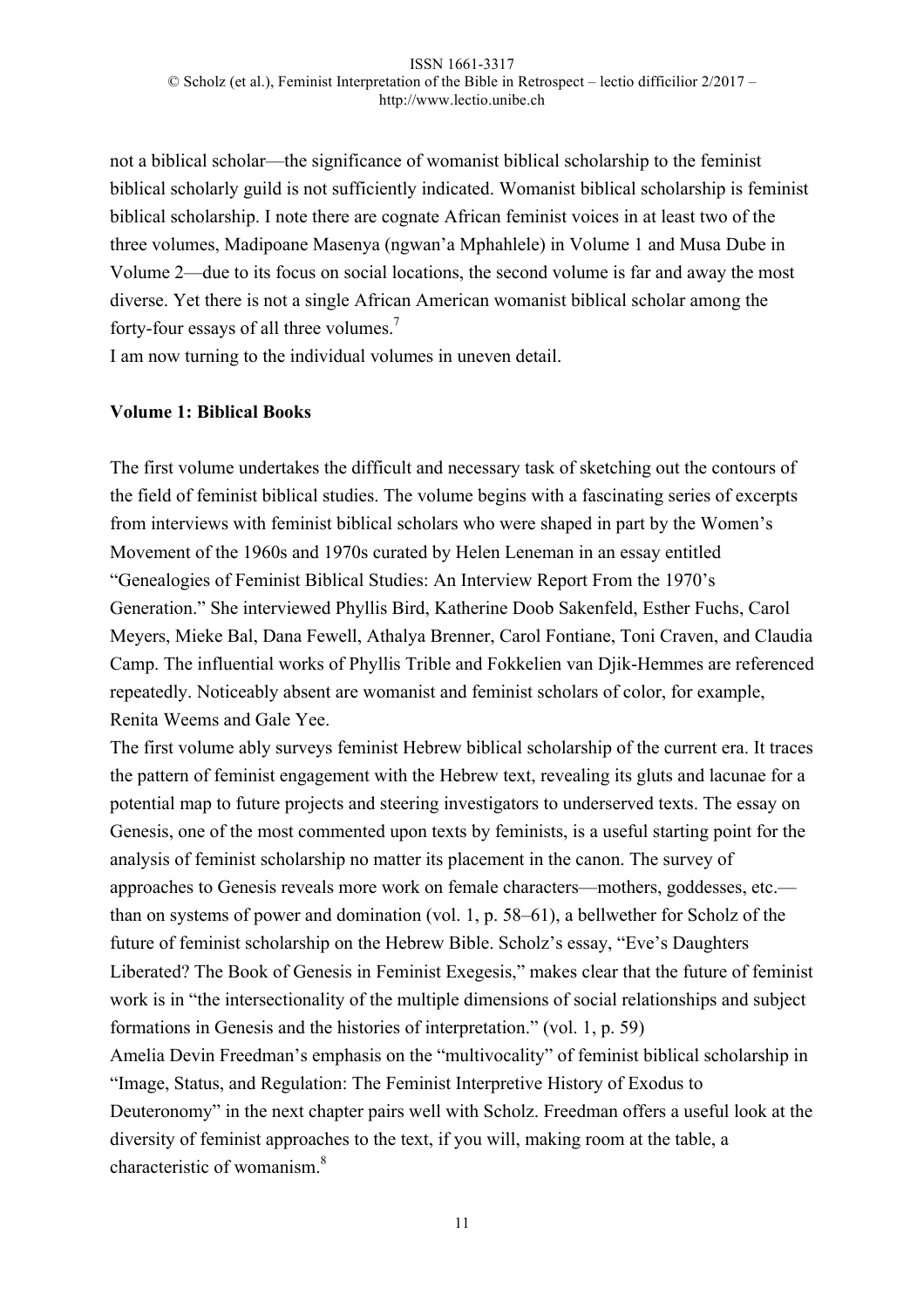not a biblical scholar—the significance of womanist biblical scholarship to the feminist biblical scholarly guild is not sufficiently indicated. Womanist biblical scholarship is feminist biblical scholarship. I note there are cognate African feminist voices in at least two of the three volumes, Madipoane Masenya (ngwan'a Mphahlele) in Volume 1 and Musa Dube in Volume 2—due to its focus on social locations, the second volume is far and away the most diverse. Yet there is not a single African American womanist biblical scholar among the forty-four essays of all three volumes.[7]

I am now turning to the individual volumes in uneven detail.

**Volume 1: Biblical Books**

The first volume undertakes the difficult and necessary task of sketching out the contours of the field of feminist biblical studies. The volume begins with a fascinating series of excerpts from interviews with feminist biblical scholars who were shaped in part by the Women's Movement of the 1960s and 1970s curated by Helen Leneman in an essay entitled "Genealogies of Feminist Biblical Studies: An Interview Report From the 1970's Generation." She interviewed Phyllis Bird, Katherine Doob Sakenfeld, Esther Fuchs, Carol Meyers, Mieke Bal, Dana Fewell, Athalya Brenner, Carol Fontiane, Toni Craven, and Claudia Camp. The influential works of Phyllis Trible and Fokkelien van Djik-Hemmes are referenced repeatedly. Noticeably absent are womanist and feminist scholars of color, for example, Renita Weems and Gale Yee.

The first volume ably surveys feminist Hebrew biblical scholarship of the current era. It traces the pattern of feminist engagement with the Hebrew text, revealing its gluts and lacunae for a potential map to future projects and steering investigators to underserved texts. The essay on Genesis, one of the most commented upon texts by feminists, is a useful starting point for the analysis of feminist scholarship no matter its placement in the canon. The survey of approaches to Genesis reveals more work on female characters—mothers, goddesses, etc.—than on systems of power and domination (vol. 1, p. 58–61), a bellwether for Scholz of the future of feminist scholarship on the Hebrew Bible. Scholz's essay, "Eve's Daughters Liberated? The Book of Genesis in Feminist Exegesis," makes clear that the future of feminist work is in "the intersectionality of the multiple dimensions of social relationships and subject formations in Genesis and the histories of interpretation." (vol. 1, p. 59)

Amelia Devin Freedman's emphasis on the "multivocality" of feminist biblical scholarship in "Image, Status, and Regulation: The Feminist Interpretive History of Exodus to Deuteronomy" in the next chapter pairs well with Scholz. Freedman offers a useful look at the diversity of feminist approaches to the text, if you will, making room at the table, a characteristic of womanism.[8]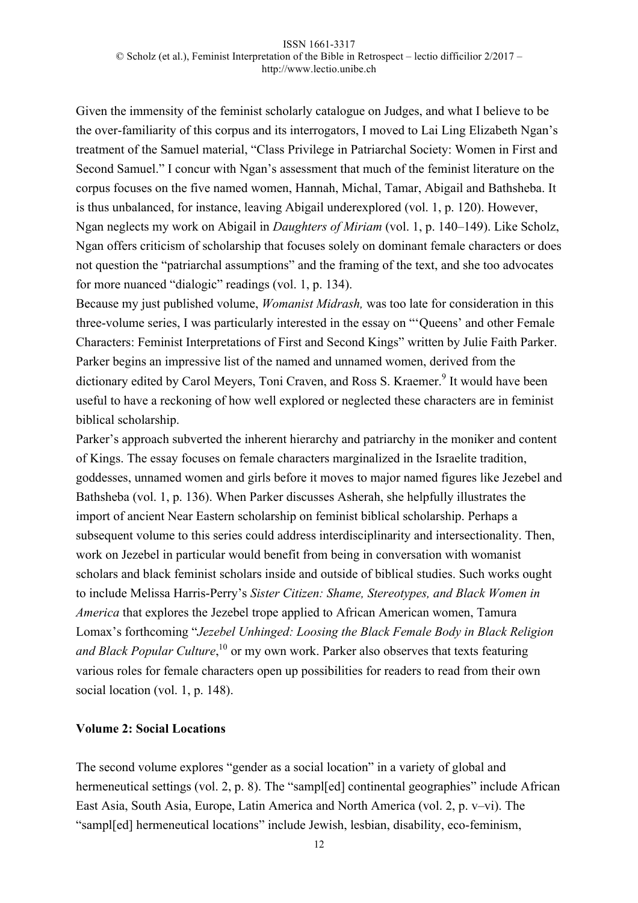Given the immensity of the feminist scholarly catalogue on Judges, and what I believe to be the over-familiarity of this corpus and its interrogators, I moved to Lai Ling Elizabeth Ngan's treatment of the Samuel material, "Class Privilege in Patriarchal Society: Women in First and Second Samuel." I concur with Ngan's assessment that much of the feminist literature on the corpus focuses on the five named women, Hannah, Michal, Tamar, Abigail and Bathsheba. It is thus unbalanced, for instance, leaving Abigail underexplored (vol. 1, p. 120). However, Ngan neglects my work on Abigail in *Daughters of Miriam* (vol. 1, p. 140–149). Like Scholz, Ngan offers criticism of scholarship that focuses solely on dominant female characters or does not question the "patriarchal assumptions" and the framing of the text, and she too advocates for more nuanced "dialogic" readings (vol. 1, p. 134).

Because my just published volume, *Womanist Midrash,* was too late for consideration in this three-volume series, I was particularly interested in the essay on "'Queens' and other Female Characters: Feminist Interpretations of First and Second Kings" written by Julie Faith Parker. Parker begins an impressive list of the named and unnamed women, derived from the dictionary edited by Carol Meyers, Toni Craven, and Ross S. Kraemer.[9] It would have been useful to have a reckoning of how well explored or neglected these characters are in feminist biblical scholarship.

Parker's approach subverted the inherent hierarchy and patriarchy in the moniker and content of Kings. The essay focuses on female characters marginalized in the Israelite tradition, goddesses, unnamed women and girls before it moves to major named figures like Jezebel and Bathsheba (vol. 1, p. 136). When Parker discusses Asherah, she helpfully illustrates the import of ancient Near Eastern scholarship on feminist biblical scholarship. Perhaps a subsequent volume to this series could address interdisciplinarity and intersectionality. Then, work on Jezebel in particular would benefit from being in conversation with womanist scholars and black feminist scholars inside and outside of biblical studies. Such works ought to include Melissa Harris-Perry's *Sister Citizen: Shame, Stereotypes, and Black Women in America* that explores the Jezebel trope applied to African American women, Tamura Lomax's forthcoming "*Jezebel Unhinged: Loosing the Black Female Body in Black Religion and Black Popular Culture*,[10] or my own work. Parker also observes that texts featuring various roles for female characters open up possibilities for readers to read from their own social location (vol. 1, p. 148).

**Volume 2: Social Locations**

The second volume explores "gender as a social location" in a variety of global and hermeneutical settings (vol. 2, p. 8). The "sampl[ed] continental geographies" include African East Asia, South Asia, Europe, Latin America and North America (vol. 2, p. v–vi). The "sampl[ed] hermeneutical locations" include Jewish, lesbian, disability, eco-feminism,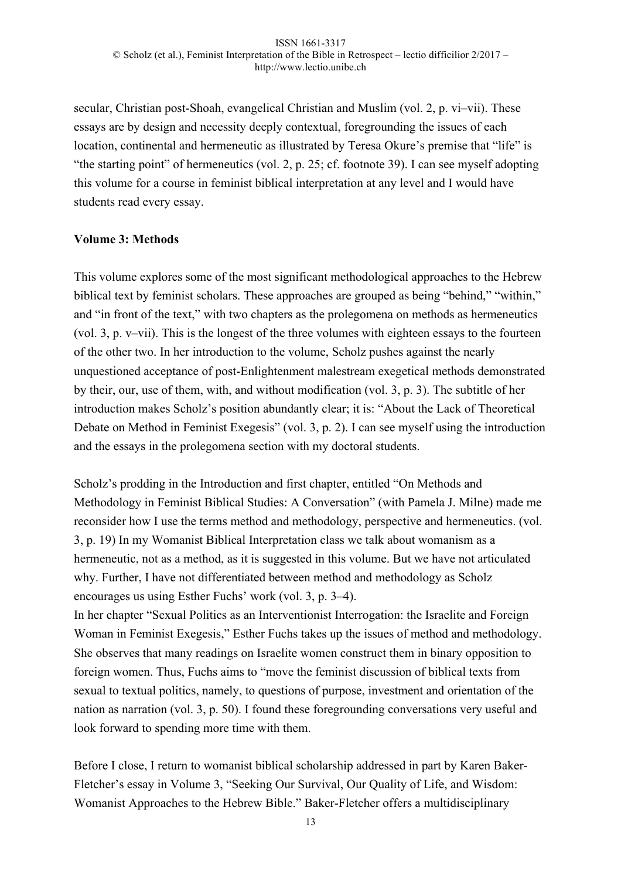secular, Christian post-Shoah, evangelical Christian and Muslim (vol. 2, p. vi–vii). These essays are by design and necessity deeply contextual, foregrounding the issues of each location, continental and hermeneutic as illustrated by Teresa Okure's premise that "life" is "the starting point" of hermeneutics (vol. 2, p. 25; cf. footnote 39). I can see myself adopting this volume for a course in feminist biblical interpretation at any level and I would have students read every essay.

**Volume 3: Methods**

This volume explores some of the most significant methodological approaches to the Hebrew biblical text by feminist scholars. These approaches are grouped as being "behind," "within," and "in front of the text," with two chapters as the prolegomena on methods as hermeneutics (vol. 3, p. v–vii). This is the longest of the three volumes with eighteen essays to the fourteen of the other two. In her introduction to the volume, Scholz pushes against the nearly unquestioned acceptance of post-Enlightenment malestream exegetical methods demonstrated by their, our, use of them, with, and without modification (vol. 3, p. 3). The subtitle of her introduction makes Scholz's position abundantly clear; it is: "About the Lack of Theoretical Debate on Method in Feminist Exegesis" (vol. 3, p. 2). I can see myself using the introduction and the essays in the prolegomena section with my doctoral students.

Scholz's prodding in the Introduction and first chapter, entitled "On Methods and Methodology in Feminist Biblical Studies: A Conversation" (with Pamela J. Milne) made me reconsider how I use the terms method and methodology, perspective and hermeneutics. (vol. 3, p. 19) In my Womanist Biblical Interpretation class we talk about womanism as a hermeneutic, not as a method, as it is suggested in this volume. But we have not articulated why. Further, I have not differentiated between method and methodology as Scholz encourages us using Esther Fuchs' work (vol. 3, p. 3–4).
In her chapter "Sexual Politics as an Interventionist Interrogation: the Israelite and Foreign Woman in Feminist Exegesis," Esther Fuchs takes up the issues of method and methodology. She observes that many readings on Israelite women construct them in binary opposition to foreign women. Thus, Fuchs aims to "move the feminist discussion of biblical texts from sexual to textual politics, namely, to questions of purpose, investment and orientation of the nation as narration (vol. 3, p. 50). I found these foregrounding conversations very useful and look forward to spending more time with them.

Before I close, I return to womanist biblical scholarship addressed in part by Karen Baker-Fletcher's essay in Volume 3, "Seeking Our Survival, Our Quality of Life, and Wisdom: Womanist Approaches to the Hebrew Bible." Baker-Fletcher offers a multidisciplinary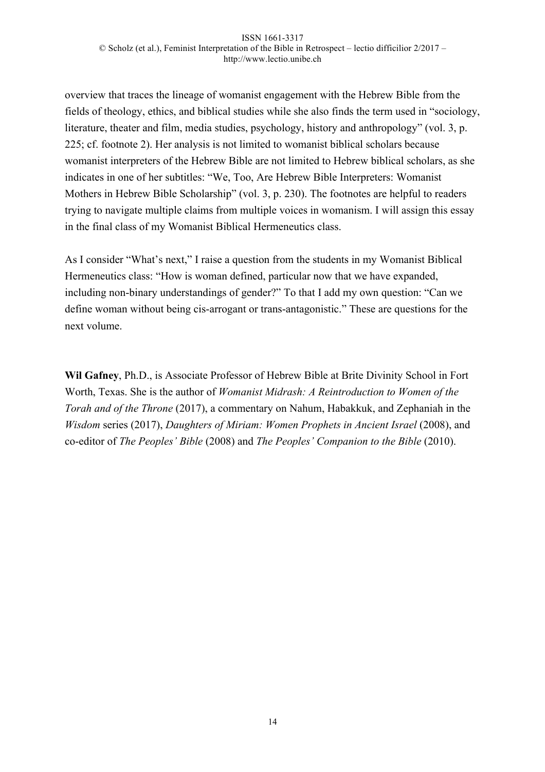overview that traces the lineage of womanist engagement with the Hebrew Bible from the fields of theology, ethics, and biblical studies while she also finds the term used in "sociology, literature, theater and film, media studies, psychology, history and anthropology" (vol. 3, p. 225; cf. footnote 2). Her analysis is not limited to womanist biblical scholars because womanist interpreters of the Hebrew Bible are not limited to Hebrew biblical scholars, as she indicates in one of her subtitles: "We, Too, Are Hebrew Bible Interpreters: Womanist Mothers in Hebrew Bible Scholarship" (vol. 3, p. 230). The footnotes are helpful to readers trying to navigate multiple claims from multiple voices in womanism. I will assign this essay in the final class of my Womanist Biblical Hermeneutics class.

As I consider "What's next," I raise a question from the students in my Womanist Biblical Hermeneutics class: "How is woman defined, particular now that we have expanded, including non-binary understandings of gender?" To that I add my own question: "Can we define woman without being cis-arrogant or trans-antagonistic." These are questions for the next volume.

**Wil Gafney**, Ph.D., is Associate Professor of Hebrew Bible at Brite Divinity School in Fort Worth, Texas. She is the author of *Womanist Midrash: A Reintroduction to Women of the Torah and of the Throne* (2017), a commentary on Nahum, Habakkuk, and Zephaniah in the *Wisdom* series (2017), *Daughters of Miriam: Women Prophets in Ancient Israel* (2008), and co-editor of *The Peoples' Bible* (2008) and *The Peoples' Companion to the Bible* (2010).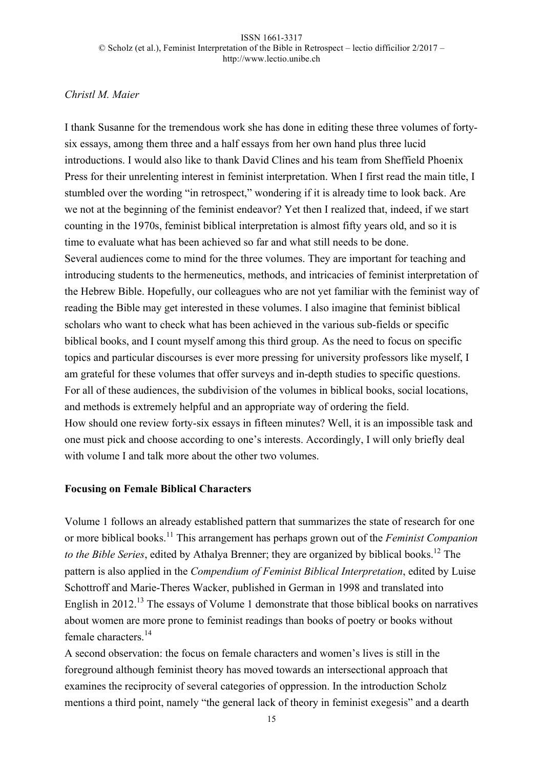*Christl M. Maier*

I thank Susanne for the tremendous work she has done in editing these three volumes of forty-six essays, among them three and a half essays from her own hand plus three lucid introductions. I would also like to thank David Clines and his team from Sheffield Phoenix Press for their unrelenting interest in feminist interpretation. When I first read the main title, I stumbled over the wording "in retrospect," wondering if it is already time to look back. Are we not at the beginning of the feminist endeavor? Yet then I realized that, indeed, if we start counting in the 1970s, feminist biblical interpretation is almost fifty years old, and so it is time to evaluate what has been achieved so far and what still needs to be done.

Several audiences come to mind for the three volumes. They are important for teaching and introducing students to the hermeneutics, methods, and intricacies of feminist interpretation of the Hebrew Bible. Hopefully, our colleagues who are not yet familiar with the feminist way of reading the Bible may get interested in these volumes. I also imagine that feminist biblical scholars who want to check what has been achieved in the various sub-fields or specific biblical books, and I count myself among this third group. As the need to focus on specific topics and particular discourses is ever more pressing for university professors like myself, I am grateful for these volumes that offer surveys and in-depth studies to specific questions. For all of these audiences, the subdivision of the volumes in biblical books, social locations, and methods is extremely helpful and an appropriate way of ordering the field.

How should one review forty-six essays in fifteen minutes? Well, it is an impossible task and one must pick and choose according to one's interests. Accordingly, I will only briefly deal with volume I and talk more about the other two volumes.

**Focusing on Female Biblical Characters**

Volume 1 follows an already established pattern that summarizes the state of research for one or more biblical books.[11] This arrangement has perhaps grown out of the *Feminist Companion to the Bible Series*, edited by Athalya Brenner; they are organized by biblical books.[12] The pattern is also applied in the *Compendium of Feminist Biblical Interpretation*, edited by Luise Schottroff and Marie-Theres Wacker, published in German in 1998 and translated into English in 2012.[13] The essays of Volume 1 demonstrate that those biblical books on narratives about women are more prone to feminist readings than books of poetry or books without female characters.[14]

A second observation: the focus on female characters and women's lives is still in the foreground although feminist theory has moved towards an intersectional approach that examines the reciprocity of several categories of oppression. In the introduction Scholz mentions a third point, namely "the general lack of theory in feminist exegesis" and a dearth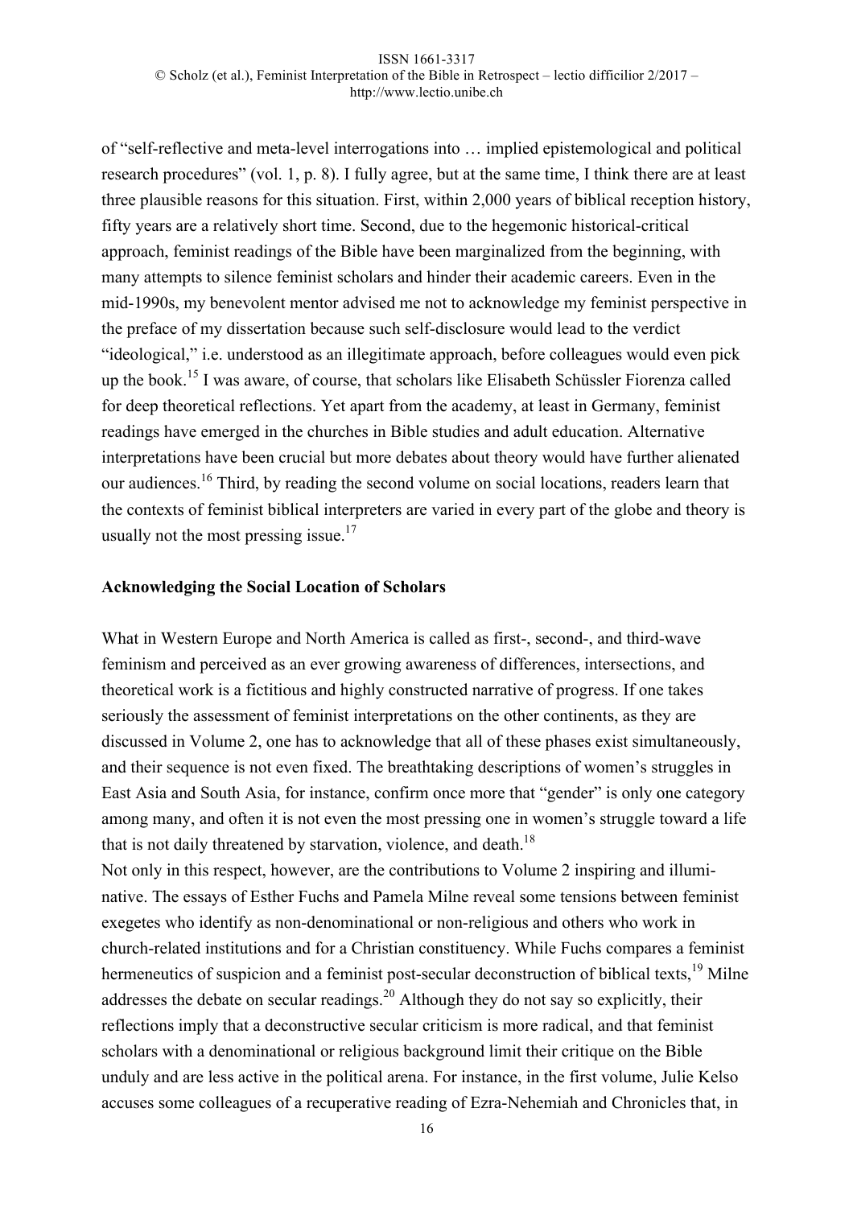of "self-reflective and meta-level interrogations into … implied epistemological and political research procedures" (vol. 1, p. 8). I fully agree, but at the same time, I think there are at least three plausible reasons for this situation. First, within 2,000 years of biblical reception history, fifty years are a relatively short time. Second, due to the hegemonic historical-critical approach, feminist readings of the Bible have been marginalized from the beginning, with many attempts to silence feminist scholars and hinder their academic careers. Even in the mid-1990s, my benevolent mentor advised me not to acknowledge my feminist perspective in the preface of my dissertation because such self-disclosure would lead to the verdict "ideological," i.e. understood as an illegitimate approach, before colleagues would even pick up the book.[15] I was aware, of course, that scholars like Elisabeth Schüssler Fiorenza called for deep theoretical reflections. Yet apart from the academy, at least in Germany, feminist readings have emerged in the churches in Bible studies and adult education. Alternative interpretations have been crucial but more debates about theory would have further alienated our audiences.[16] Third, by reading the second volume on social locations, readers learn that the contexts of feminist biblical interpreters are varied in every part of the globe and theory is usually not the most pressing issue.[17]

**Acknowledging the Social Location of Scholars**

What in Western Europe and North America is called as first-, second-, and third-wave feminism and perceived as an ever growing awareness of differences, intersections, and theoretical work is a fictitious and highly constructed narrative of progress. If one takes seriously the assessment of feminist interpretations on the other continents, as they are discussed in Volume 2, one has to acknowledge that all of these phases exist simultaneously, and their sequence is not even fixed. The breathtaking descriptions of women's struggles in East Asia and South Asia, for instance, confirm once more that "gender" is only one category among many, and often it is not even the most pressing one in women's struggle toward a life that is not daily threatened by starvation, violence, and death.[18]

Not only in this respect, however, are the contributions to Volume 2 inspiring and illuminative. The essays of Esther Fuchs and Pamela Milne reveal some tensions between feminist exegetes who identify as non-denominational or non-religious and others who work in church-related institutions and for a Christian constituency. While Fuchs compares a feminist hermeneutics of suspicion and a feminist post-secular deconstruction of biblical texts,[19] Milne addresses the debate on secular readings.[20] Although they do not say so explicitly, their reflections imply that a deconstructive secular criticism is more radical, and that feminist scholars with a denominational or religious background limit their critique on the Bible unduly and are less active in the political arena. For instance, in the first volume, Julie Kelso accuses some colleagues of a recuperative reading of Ezra-Nehemiah and Chronicles that, in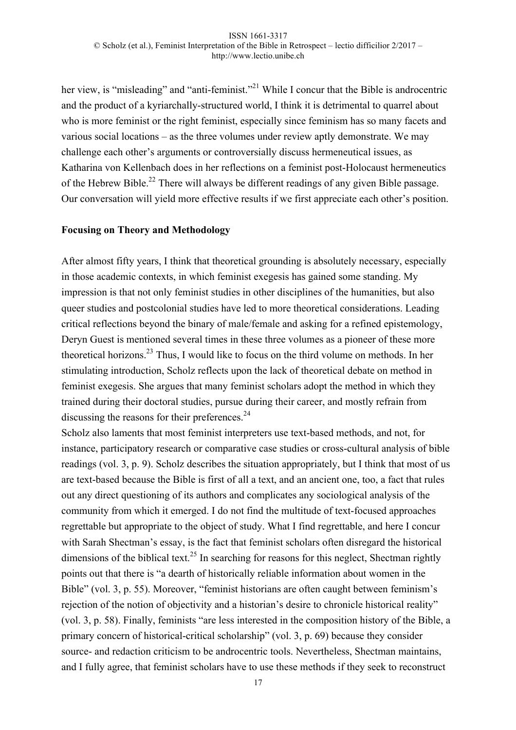her view, is "misleading" and "anti-feminist."[21] While I concur that the Bible is androcentric and the product of a kyriarchally-structured world, I think it is detrimental to quarrel about who is more feminist or the right feminist, especially since feminism has so many facets and various social locations – as the three volumes under review aptly demonstrate. We may challenge each other's arguments or controversially discuss hermeneutical issues, as Katharina von Kellenbach does in her reflections on a feminist post-Holocaust hermeneutics of the Hebrew Bible.[22] There will always be different readings of any given Bible passage. Our conversation will yield more effective results if we first appreciate each other's position.

**Focusing on Theory and Methodology**

After almost fifty years, I think that theoretical grounding is absolutely necessary, especially in those academic contexts, in which feminist exegesis has gained some standing. My impression is that not only feminist studies in other disciplines of the humanities, but also queer studies and postcolonial studies have led to more theoretical considerations. Leading critical reflections beyond the binary of male/female and asking for a refined epistemology, Deryn Guest is mentioned several times in these three volumes as a pioneer of these more theoretical horizons.[23] Thus, I would like to focus on the third volume on methods. In her stimulating introduction, Scholz reflects upon the lack of theoretical debate on method in feminist exegesis. She argues that many feminist scholars adopt the method in which they trained during their doctoral studies, pursue during their career, and mostly refrain from discussing the reasons for their preferences.[24]

Scholz also laments that most feminist interpreters use text-based methods, and not, for instance, participatory research or comparative case studies or cross-cultural analysis of bible readings (vol. 3, p. 9). Scholz describes the situation appropriately, but I think that most of us are text-based because the Bible is first of all a text, and an ancient one, too, a fact that rules out any direct questioning of its authors and complicates any sociological analysis of the community from which it emerged. I do not find the multitude of text-focused approaches regrettable but appropriate to the object of study. What I find regrettable, and here I concur with Sarah Shectman's essay, is the fact that feminist scholars often disregard the historical dimensions of the biblical text.[25] In searching for reasons for this neglect, Shectman rightly points out that there is "a dearth of historically reliable information about women in the Bible" (vol. 3, p. 55). Moreover, "feminist historians are often caught between feminism's rejection of the notion of objectivity and a historian's desire to chronicle historical reality" (vol. 3, p. 58). Finally, feminists "are less interested in the composition history of the Bible, a primary concern of historical-critical scholarship" (vol. 3, p. 69) because they consider source- and redaction criticism to be androcentric tools. Nevertheless, Shectman maintains, and I fully agree, that feminist scholars have to use these methods if they seek to reconstruct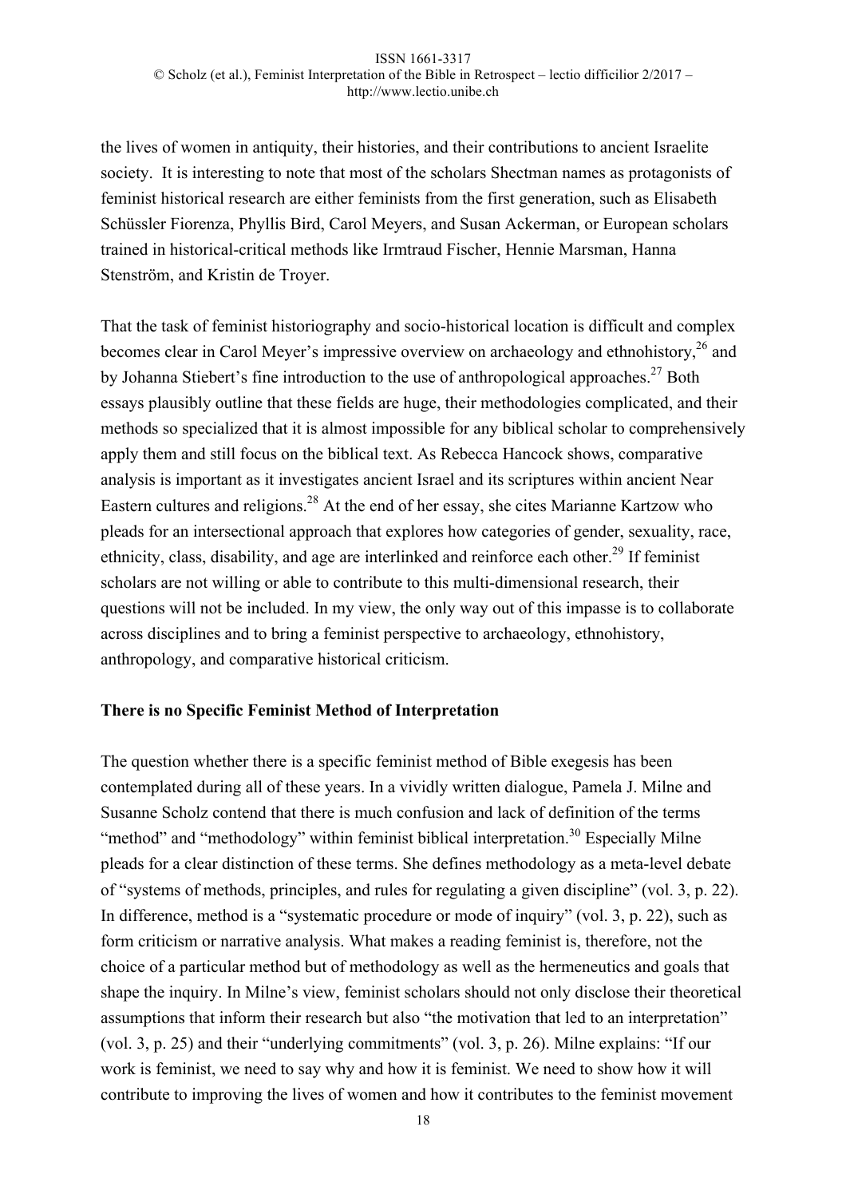the lives of women in antiquity, their histories, and their contributions to ancient Israelite society. It is interesting to note that most of the scholars Shectman names as protagonists of feminist historical research are either feminists from the first generation, such as Elisabeth Schüssler Fiorenza, Phyllis Bird, Carol Meyers, and Susan Ackerman, or European scholars trained in historical-critical methods like Irmtraud Fischer, Hennie Marsman, Hanna Stenström, and Kristin de Troyer.

That the task of feminist historiography and socio-historical location is difficult and complex becomes clear in Carol Meyer's impressive overview on archaeology and ethnohistory,[26] and by Johanna Stiebert's fine introduction to the use of anthropological approaches.[27] Both essays plausibly outline that these fields are huge, their methodologies complicated, and their methods so specialized that it is almost impossible for any biblical scholar to comprehensively apply them and still focus on the biblical text. As Rebecca Hancock shows, comparative analysis is important as it investigates ancient Israel and its scriptures within ancient Near Eastern cultures and religions.[28] At the end of her essay, she cites Marianne Kartzow who pleads for an intersectional approach that explores how categories of gender, sexuality, race, ethnicity, class, disability, and age are interlinked and reinforce each other.[29] If feminist scholars are not willing or able to contribute to this multi-dimensional research, their questions will not be included. In my view, the only way out of this impasse is to collaborate across disciplines and to bring a feminist perspective to archaeology, ethnohistory, anthropology, and comparative historical criticism.

**There is no Specific Feminist Method of Interpretation**

The question whether there is a specific feminist method of Bible exegesis has been contemplated during all of these years. In a vividly written dialogue, Pamela J. Milne and Susanne Scholz contend that there is much confusion and lack of definition of the terms "method" and "methodology" within feminist biblical interpretation.[30] Especially Milne pleads for a clear distinction of these terms. She defines methodology as a meta-level debate of "systems of methods, principles, and rules for regulating a given discipline" (vol. 3, p. 22). In difference, method is a "systematic procedure or mode of inquiry" (vol. 3, p. 22), such as form criticism or narrative analysis. What makes a reading feminist is, therefore, not the choice of a particular method but of methodology as well as the hermeneutics and goals that shape the inquiry. In Milne's view, feminist scholars should not only disclose their theoretical assumptions that inform their research but also "the motivation that led to an interpretation" (vol. 3, p. 25) and their "underlying commitments" (vol. 3, p. 26). Milne explains: "If our work is feminist, we need to say why and how it is feminist. We need to show how it will contribute to improving the lives of women and how it contributes to the feminist movement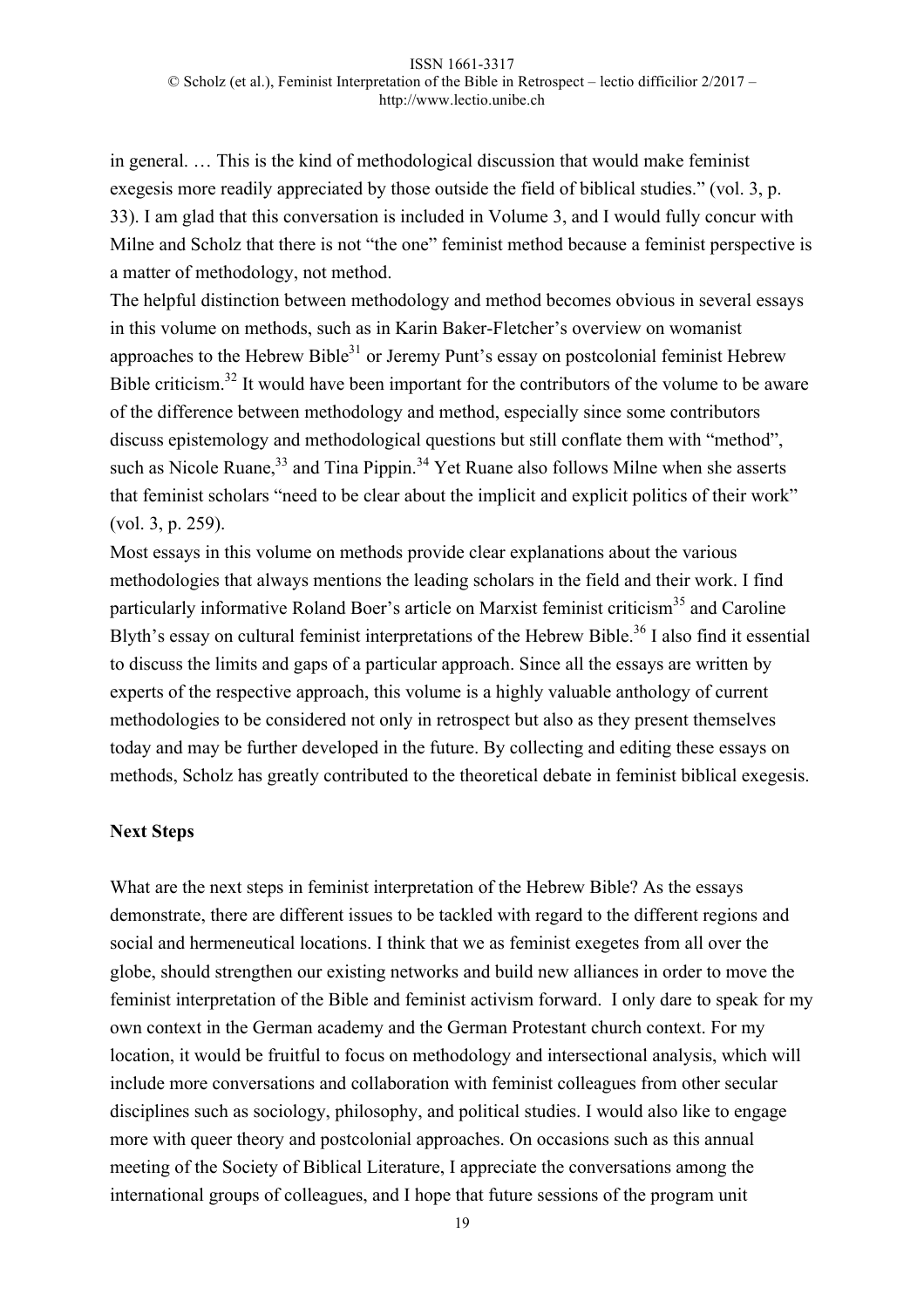in general. … This is the kind of methodological discussion that would make feminist exegesis more readily appreciated by those outside the field of biblical studies." (vol. 3, p. 33). I am glad that this conversation is included in Volume 3, and I would fully concur with Milne and Scholz that there is not "the one" feminist method because a feminist perspective is a matter of methodology, not method.

The helpful distinction between methodology and method becomes obvious in several essays in this volume on methods, such as in Karin Baker-Fletcher's overview on womanist approaches to the Hebrew Bible[31] or Jeremy Punt's essay on postcolonial feminist Hebrew Bible criticism.[32] It would have been important for the contributors of the volume to be aware of the difference between methodology and method, especially since some contributors discuss epistemology and methodological questions but still conflate them with "method", such as Nicole Ruane,[33] and Tina Pippin.[34] Yet Ruane also follows Milne when she asserts that feminist scholars "need to be clear about the implicit and explicit politics of their work" (vol. 3, p. 259).

Most essays in this volume on methods provide clear explanations about the various methodologies that always mentions the leading scholars in the field and their work. I find particularly informative Roland Boer's article on Marxist feminist criticism[35] and Caroline Blyth's essay on cultural feminist interpretations of the Hebrew Bible.[36] I also find it essential to discuss the limits and gaps of a particular approach. Since all the essays are written by experts of the respective approach, this volume is a highly valuable anthology of current methodologies to be considered not only in retrospect but also as they present themselves today and may be further developed in the future. By collecting and editing these essays on methods, Scholz has greatly contributed to the theoretical debate in feminist biblical exegesis.

## Next Steps

What are the next steps in feminist interpretation of the Hebrew Bible? As the essays demonstrate, there are different issues to be tackled with regard to the different regions and social and hermeneutical locations. I think that we as feminist exegetes from all over the globe, should strengthen our existing networks and build new alliances in order to move the feminist interpretation of the Bible and feminist activism forward. I only dare to speak for my own context in the German academy and the German Protestant church context. For my location, it would be fruitful to focus on methodology and intersectional analysis, which will include more conversations and collaboration with feminist colleagues from other secular disciplines such as sociology, philosophy, and political studies. I would also like to engage more with queer theory and postcolonial approaches. On occasions such as this annual meeting of the Society of Biblical Literature, I appreciate the conversations among the international groups of colleagues, and I hope that future sessions of the program unit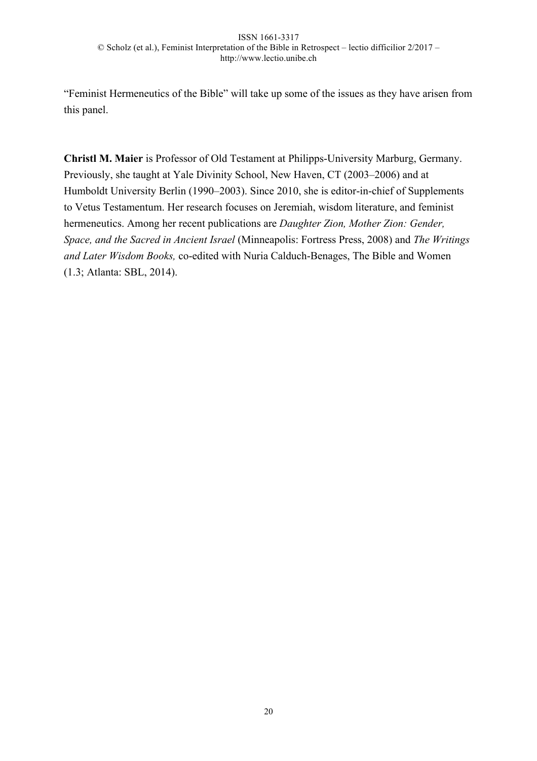"Feminist Hermeneutics of the Bible" will take up some of the issues as they have arisen from this panel.

**Christl M. Maier** is Professor of Old Testament at Philipps-University Marburg, Germany. Previously, she taught at Yale Divinity School, New Haven, CT (2003–2006) and at Humboldt University Berlin (1990–2003). Since 2010, she is editor-in-chief of Supplements to Vetus Testamentum. Her research focuses on Jeremiah, wisdom literature, and feminist hermeneutics. Among her recent publications are *Daughter Zion, Mother Zion: Gender, Space, and the Sacred in Ancient Israel* (Minneapolis: Fortress Press, 2008) and *The Writings and Later Wisdom Books,* co-edited with Nuria Calduch-Benages, The Bible and Women (1.3; Atlanta: SBL, 2014).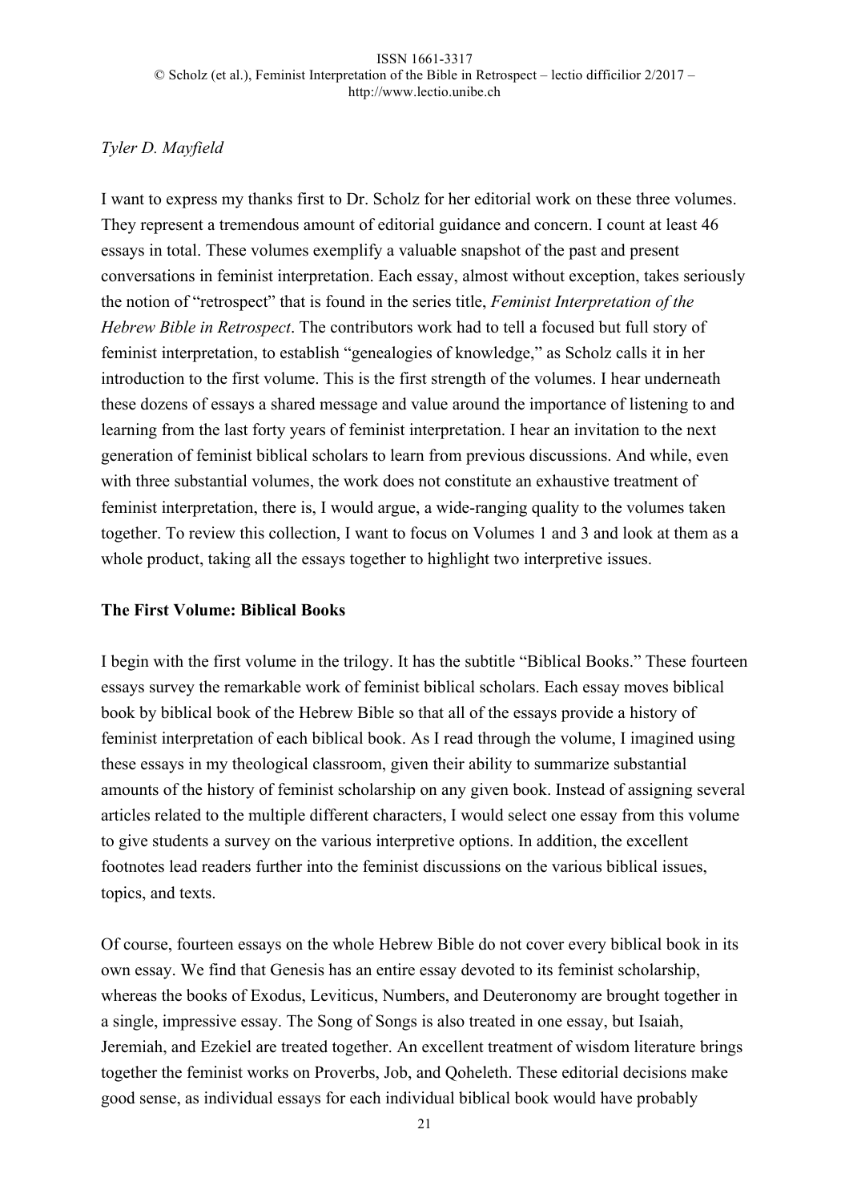*Tyler D. Mayfield*

I want to express my thanks first to Dr. Scholz for her editorial work on these three volumes. They represent a tremendous amount of editorial guidance and concern. I count at least 46 essays in total. These volumes exemplify a valuable snapshot of the past and present conversations in feminist interpretation. Each essay, almost without exception, takes seriously the notion of "retrospect" that is found in the series title, *Feminist Interpretation of the Hebrew Bible in Retrospect*. The contributors work had to tell a focused but full story of feminist interpretation, to establish "genealogies of knowledge," as Scholz calls it in her introduction to the first volume. This is the first strength of the volumes. I hear underneath these dozens of essays a shared message and value around the importance of listening to and learning from the last forty years of feminist interpretation. I hear an invitation to the next generation of feminist biblical scholars to learn from previous discussions. And while, even with three substantial volumes, the work does not constitute an exhaustive treatment of feminist interpretation, there is, I would argue, a wide-ranging quality to the volumes taken together. To review this collection, I want to focus on Volumes 1 and 3 and look at them as a whole product, taking all the essays together to highlight two interpretive issues.

**The First Volume: Biblical Books**

I begin with the first volume in the trilogy. It has the subtitle "Biblical Books." These fourteen essays survey the remarkable work of feminist biblical scholars. Each essay moves biblical book by biblical book of the Hebrew Bible so that all of the essays provide a history of feminist interpretation of each biblical book. As I read through the volume, I imagined using these essays in my theological classroom, given their ability to summarize substantial amounts of the history of feminist scholarship on any given book. Instead of assigning several articles related to the multiple different characters, I would select one essay from this volume to give students a survey on the various interpretive options. In addition, the excellent footnotes lead readers further into the feminist discussions on the various biblical issues, topics, and texts.

Of course, fourteen essays on the whole Hebrew Bible do not cover every biblical book in its own essay. We find that Genesis has an entire essay devoted to its feminist scholarship, whereas the books of Exodus, Leviticus, Numbers, and Deuteronomy are brought together in a single, impressive essay. The Song of Songs is also treated in one essay, but Isaiah, Jeremiah, and Ezekiel are treated together. An excellent treatment of wisdom literature brings together the feminist works on Proverbs, Job, and Qoheleth. These editorial decisions make good sense, as individual essays for each individual biblical book would have probably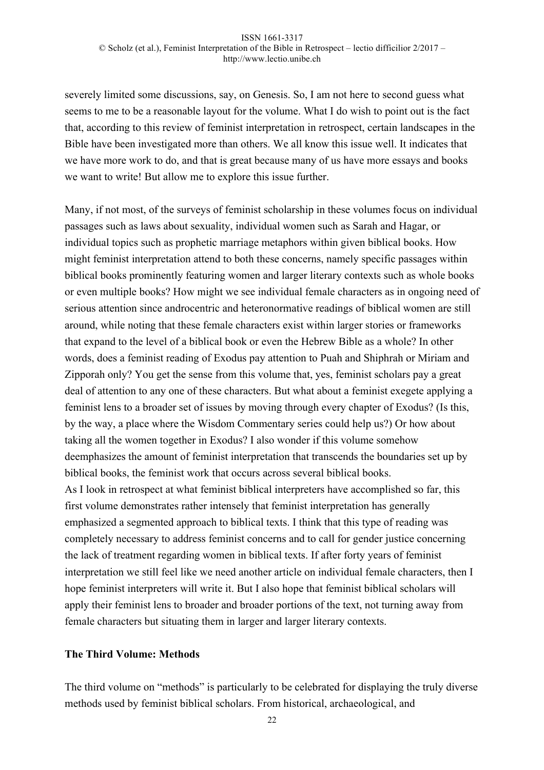severely limited some discussions, say, on Genesis. So, I am not here to second guess what seems to me to be a reasonable layout for the volume. What I do wish to point out is the fact that, according to this review of feminist interpretation in retrospect, certain landscapes in the Bible have been investigated more than others. We all know this issue well. It indicates that we have more work to do, and that is great because many of us have more essays and books we want to write! But allow me to explore this issue further.

Many, if not most, of the surveys of feminist scholarship in these volumes focus on individual passages such as laws about sexuality, individual women such as Sarah and Hagar, or individual topics such as prophetic marriage metaphors within given biblical books. How might feminist interpretation attend to both these concerns, namely specific passages within biblical books prominently featuring women and larger literary contexts such as whole books or even multiple books? How might we see individual female characters as in ongoing need of serious attention since androcentric and heteronormative readings of biblical women are still around, while noting that these female characters exist within larger stories or frameworks that expand to the level of a biblical book or even the Hebrew Bible as a whole? In other words, does a feminist reading of Exodus pay attention to Puah and Shiphrah or Miriam and Zipporah only? You get the sense from this volume that, yes, feminist scholars pay a great deal of attention to any one of these characters. But what about a feminist exegete applying a feminist lens to a broader set of issues by moving through every chapter of Exodus? (Is this, by the way, a place where the Wisdom Commentary series could help us?) Or how about taking all the women together in Exodus? I also wonder if this volume somehow deemphasizes the amount of feminist interpretation that transcends the boundaries set up by biblical books, the feminist work that occurs across several biblical books.

As I look in retrospect at what feminist biblical interpreters have accomplished so far, this first volume demonstrates rather intensely that feminist interpretation has generally emphasized a segmented approach to biblical texts. I think that this type of reading was completely necessary to address feminist concerns and to call for gender justice concerning the lack of treatment regarding women in biblical texts. If after forty years of feminist interpretation we still feel like we need another article on individual female characters, then I hope feminist interpreters will write it. But I also hope that feminist biblical scholars will apply their feminist lens to broader and broader portions of the text, not turning away from female characters but situating them in larger and larger literary contexts.

### The Third Volume: Methods

The third volume on "methods" is particularly to be celebrated for displaying the truly diverse methods used by feminist biblical scholars. From historical, archaeological, and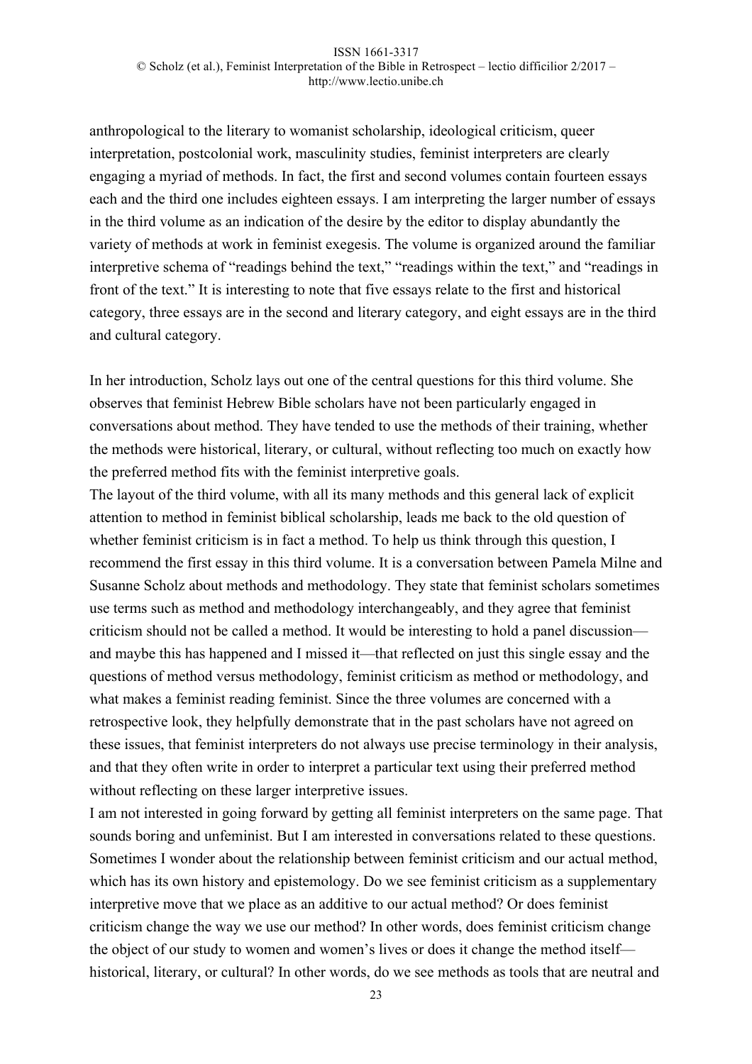anthropological to the literary to womanist scholarship, ideological criticism, queer interpretation, postcolonial work, masculinity studies, feminist interpreters are clearly engaging a myriad of methods. In fact, the first and second volumes contain fourteen essays each and the third one includes eighteen essays. I am interpreting the larger number of essays in the third volume as an indication of the desire by the editor to display abundantly the variety of methods at work in feminist exegesis. The volume is organized around the familiar interpretive schema of "readings behind the text," "readings within the text," and "readings in front of the text." It is interesting to note that five essays relate to the first and historical category, three essays are in the second and literary category, and eight essays are in the third and cultural category.

In her introduction, Scholz lays out one of the central questions for this third volume. She observes that feminist Hebrew Bible scholars have not been particularly engaged in conversations about method. They have tended to use the methods of their training, whether the methods were historical, literary, or cultural, without reflecting too much on exactly how the preferred method fits with the feminist interpretive goals.

The layout of the third volume, with all its many methods and this general lack of explicit attention to method in feminist biblical scholarship, leads me back to the old question of whether feminist criticism is in fact a method. To help us think through this question, I recommend the first essay in this third volume. It is a conversation between Pamela Milne and Susanne Scholz about methods and methodology. They state that feminist scholars sometimes use terms such as method and methodology interchangeably, and they agree that feminist criticism should not be called a method. It would be interesting to hold a panel discussion—and maybe this has happened and I missed it—that reflected on just this single essay and the questions of method versus methodology, feminist criticism as method or methodology, and what makes a feminist reading feminist. Since the three volumes are concerned with a retrospective look, they helpfully demonstrate that in the past scholars have not agreed on these issues, that feminist interpreters do not always use precise terminology in their analysis, and that they often write in order to interpret a particular text using their preferred method without reflecting on these larger interpretive issues.

I am not interested in going forward by getting all feminist interpreters on the same page. That sounds boring and unfeminist. But I am interested in conversations related to these questions. Sometimes I wonder about the relationship between feminist criticism and our actual method, which has its own history and epistemology. Do we see feminist criticism as a supplementary interpretive move that we place as an additive to our actual method? Or does feminist criticism change the way we use our method? In other words, does feminist criticism change the object of our study to women and women's lives or does it change the method itself—historical, literary, or cultural? In other words, do we see methods as tools that are neutral and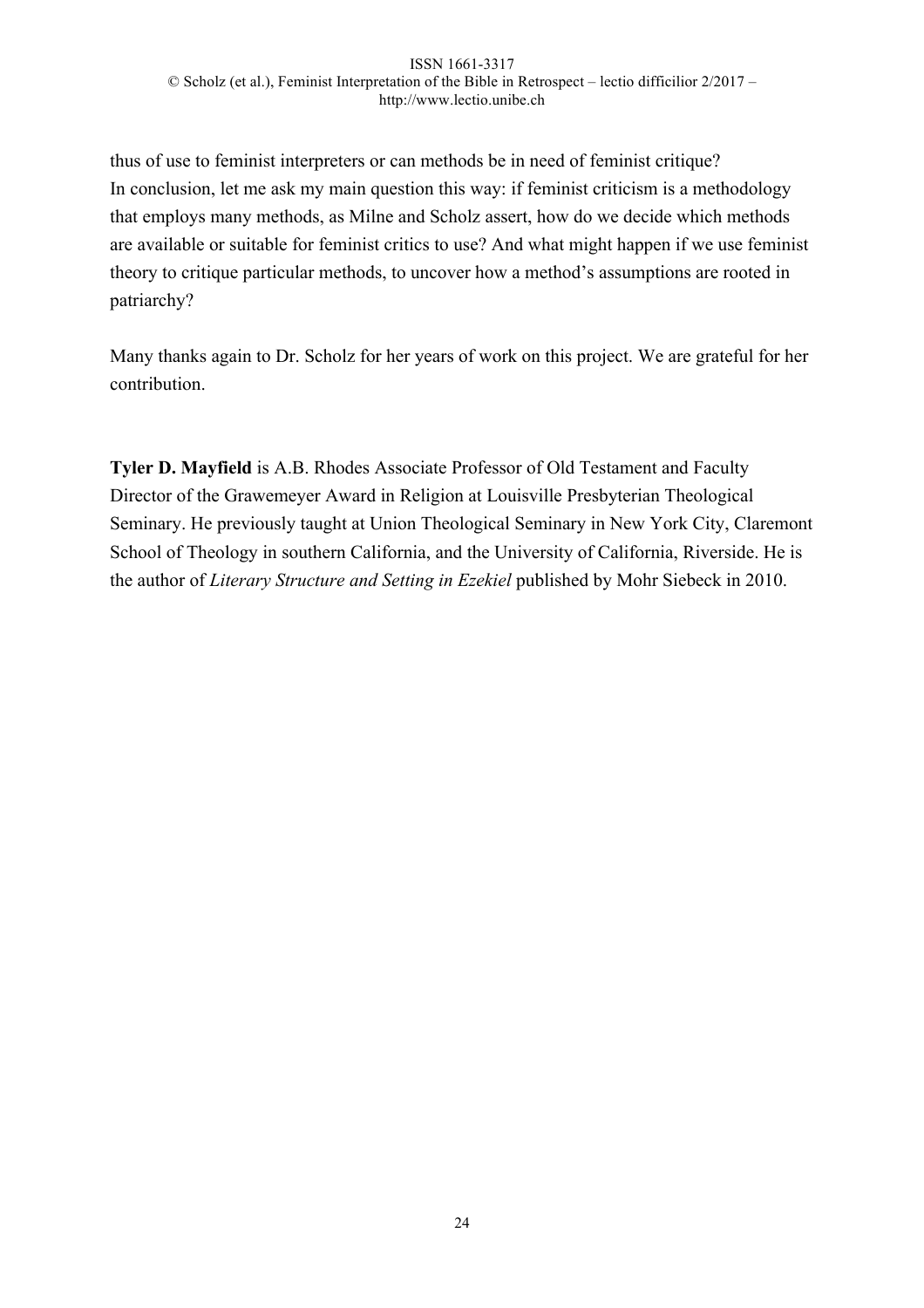thus of use to feminist interpreters or can methods be in need of feminist critique?
In conclusion, let me ask my main question this way: if feminist criticism is a methodology that employs many methods, as Milne and Scholz assert, how do we decide which methods are available or suitable for feminist critics to use? And what might happen if we use feminist theory to critique particular methods, to uncover how a method's assumptions are rooted in patriarchy?

Many thanks again to Dr. Scholz for her years of work on this project. We are grateful for her contribution.

**Tyler D. Mayfield** is A.B. Rhodes Associate Professor of Old Testament and Faculty Director of the Grawemeyer Award in Religion at Louisville Presbyterian Theological Seminary. He previously taught at Union Theological Seminary in New York City, Claremont School of Theology in southern California, and the University of California, Riverside. He is the author of *Literary Structure and Setting in Ezekiel* published by Mohr Siebeck in 2010.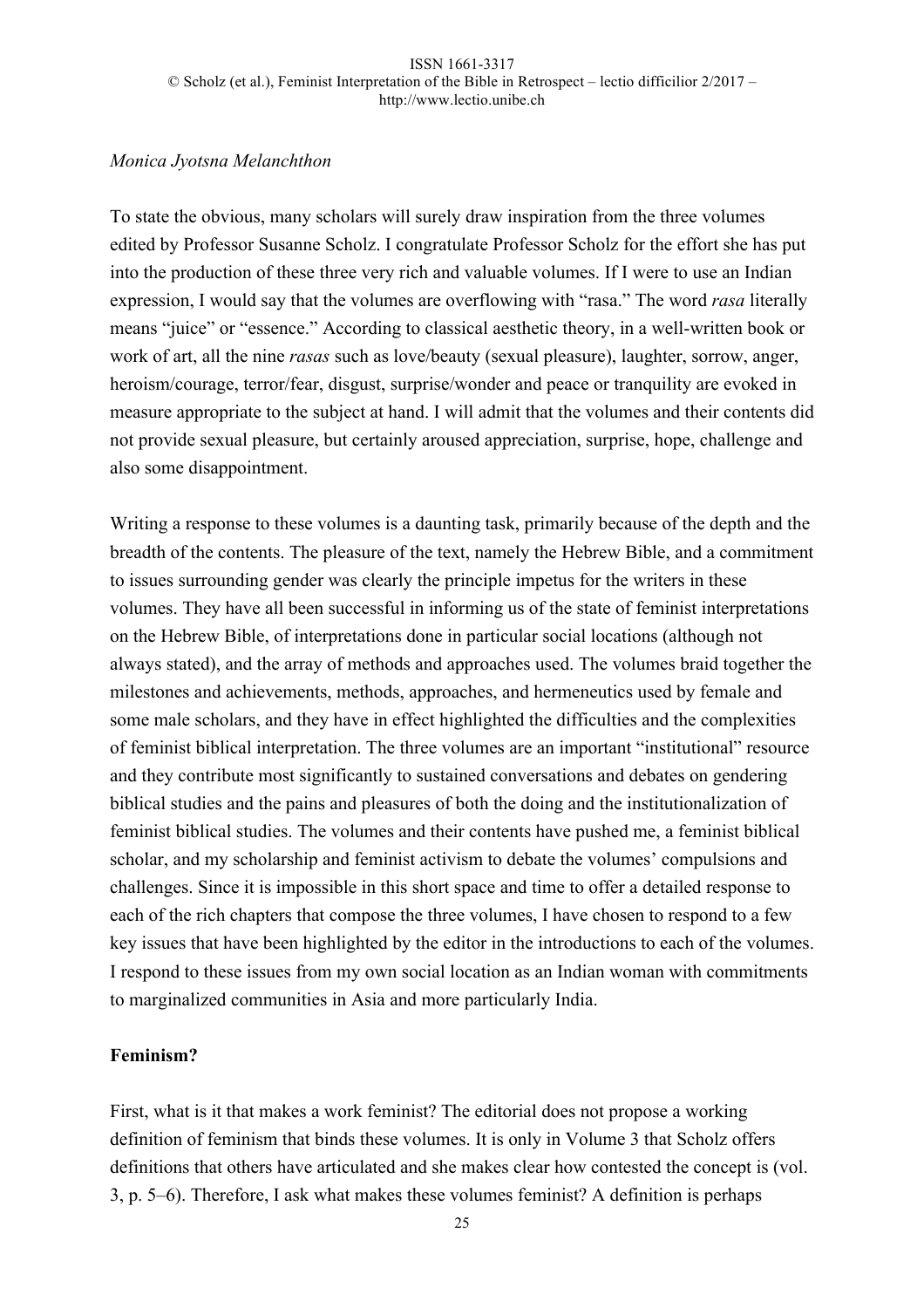*Monica Jyotsna Melanchthon*

To state the obvious, many scholars will surely draw inspiration from the three volumes edited by Professor Susanne Scholz. I congratulate Professor Scholz for the effort she has put into the production of these three very rich and valuable volumes. If I were to use an Indian expression, I would say that the volumes are overflowing with "rasa." The word *rasa* literally means "juice" or "essence." According to classical aesthetic theory, in a well-written book or work of art, all the nine *rasas* such as love/beauty (sexual pleasure), laughter, sorrow, anger, heroism/courage, terror/fear, disgust, surprise/wonder and peace or tranquility are evoked in measure appropriate to the subject at hand. I will admit that the volumes and their contents did not provide sexual pleasure, but certainly aroused appreciation, surprise, hope, challenge and also some disappointment.

Writing a response to these volumes is a daunting task, primarily because of the depth and the breadth of the contents. The pleasure of the text, namely the Hebrew Bible, and a commitment to issues surrounding gender was clearly the principle impetus for the writers in these volumes. They have all been successful in informing us of the state of feminist interpretations on the Hebrew Bible, of interpretations done in particular social locations (although not always stated), and the array of methods and approaches used. The volumes braid together the milestones and achievements, methods, approaches, and hermeneutics used by female and some male scholars, and they have in effect highlighted the difficulties and the complexities of feminist biblical interpretation. The three volumes are an important "institutional" resource and they contribute most significantly to sustained conversations and debates on gendering biblical studies and the pains and pleasures of both the doing and the institutionalization of feminist biblical studies. The volumes and their contents have pushed me, a feminist biblical scholar, and my scholarship and feminist activism to debate the volumes' compulsions and challenges. Since it is impossible in this short space and time to offer a detailed response to each of the rich chapters that compose the three volumes, I have chosen to respond to a few key issues that have been highlighted by the editor in the introductions to each of the volumes. I respond to these issues from my own social location as an Indian woman with commitments to marginalized communities in Asia and more particularly India.

**Feminism?**

First, what is it that makes a work feminist? The editorial does not propose a working definition of feminism that binds these volumes. It is only in Volume 3 that Scholz offers definitions that others have articulated and she makes clear how contested the concept is (vol. 3, p. 5–6). Therefore, I ask what makes these volumes feminist? A definition is perhaps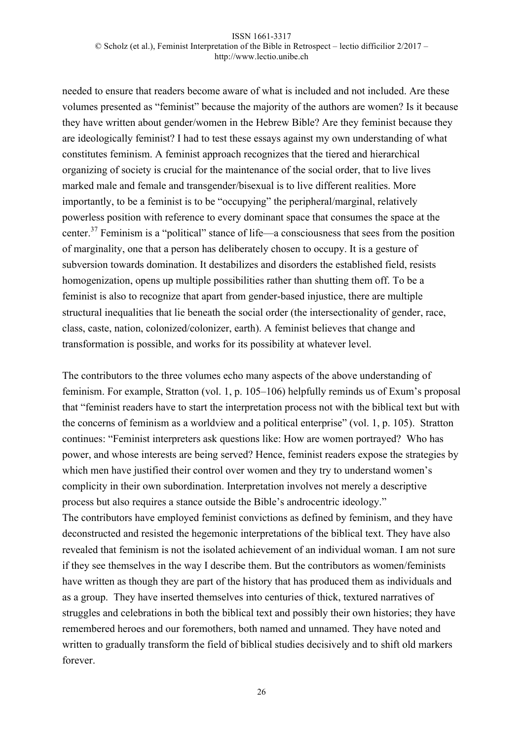needed to ensure that readers become aware of what is included and not included. Are these volumes presented as "feminist" because the majority of the authors are women? Is it because they have written about gender/women in the Hebrew Bible? Are they feminist because they are ideologically feminist? I had to test these essays against my own understanding of what constitutes feminism. A feminist approach recognizes that the tiered and hierarchical organizing of society is crucial for the maintenance of the social order, that to live lives marked male and female and transgender/bisexual is to live different realities. More importantly, to be a feminist is to be "occupying" the peripheral/marginal, relatively powerless position with reference to every dominant space that consumes the space at the center.[37] Feminism is a "political" stance of life—a consciousness that sees from the position of marginality, one that a person has deliberately chosen to occupy. It is a gesture of subversion towards domination. It destabilizes and disorders the established field, resists homogenization, opens up multiple possibilities rather than shutting them off. To be a feminist is also to recognize that apart from gender-based injustice, there are multiple structural inequalities that lie beneath the social order (the intersectionality of gender, race, class, caste, nation, colonized/colonizer, earth). A feminist believes that change and transformation is possible, and works for its possibility at whatever level.

The contributors to the three volumes echo many aspects of the above understanding of feminism. For example, Stratton (vol. 1, p. 105–106) helpfully reminds us of Exum's proposal that "feminist readers have to start the interpretation process not with the biblical text but with the concerns of feminism as a worldview and a political enterprise" (vol. 1, p. 105). Stratton continues: "Feminist interpreters ask questions like: How are women portrayed? Who has power, and whose interests are being served? Hence, feminist readers expose the strategies by which men have justified their control over women and they try to understand women's complicity in their own subordination. Interpretation involves not merely a descriptive process but also requires a stance outside the Bible's androcentric ideology."
The contributors have employed feminist convictions as defined by feminism, and they have deconstructed and resisted the hegemonic interpretations of the biblical text. They have also revealed that feminism is not the isolated achievement of an individual woman. I am not sure if they see themselves in the way I describe them. But the contributors as women/feminists have written as though they are part of the history that has produced them as individuals and as a group. They have inserted themselves into centuries of thick, textured narratives of struggles and celebrations in both the biblical text and possibly their own histories; they have remembered heroes and our foremothers, both named and unnamed. They have noted and written to gradually transform the field of biblical studies decisively and to shift old markers forever.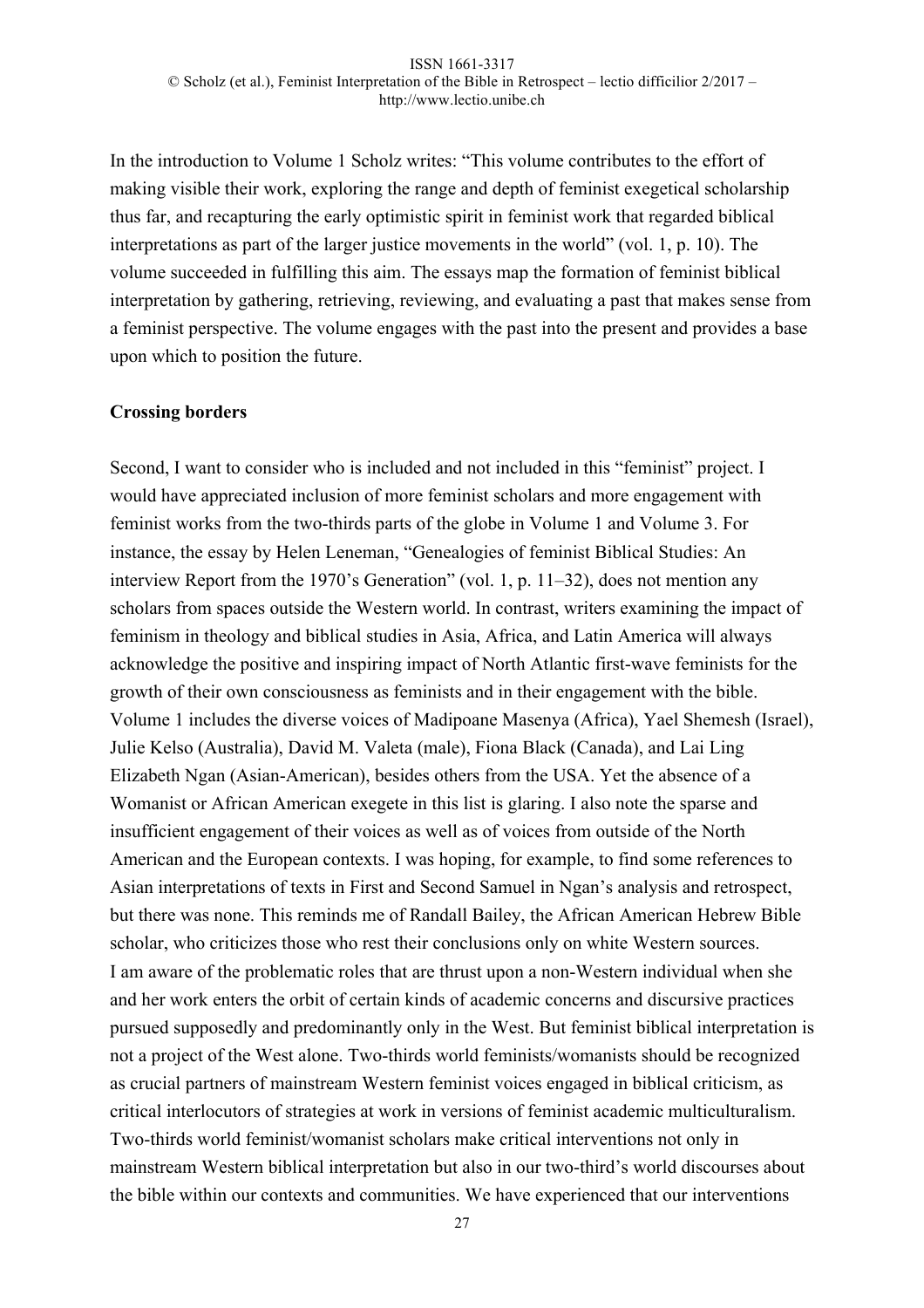In the introduction to Volume 1 Scholz writes: "This volume contributes to the effort of making visible their work, exploring the range and depth of feminist exegetical scholarship thus far, and recapturing the early optimistic spirit in feminist work that regarded biblical interpretations as part of the larger justice movements in the world" (vol. 1, p. 10). The volume succeeded in fulfilling this aim. The essays map the formation of feminist biblical interpretation by gathering, retrieving, reviewing, and evaluating a past that makes sense from a feminist perspective. The volume engages with the past into the present and provides a base upon which to position the future.

**Crossing borders**

Second, I want to consider who is included and not included in this "feminist" project. I would have appreciated inclusion of more feminist scholars and more engagement with feminist works from the two-thirds parts of the globe in Volume 1 and Volume 3. For instance, the essay by Helen Leneman, "Genealogies of feminist Biblical Studies: An interview Report from the 1970's Generation" (vol. 1, p. 11–32), does not mention any scholars from spaces outside the Western world. In contrast, writers examining the impact of feminism in theology and biblical studies in Asia, Africa, and Latin America will always acknowledge the positive and inspiring impact of North Atlantic first-wave feminists for the growth of their own consciousness as feminists and in their engagement with the bible. Volume 1 includes the diverse voices of Madipoane Masenya (Africa), Yael Shemesh (Israel), Julie Kelso (Australia), David M. Valeta (male), Fiona Black (Canada), and Lai Ling Elizabeth Ngan (Asian-American), besides others from the USA. Yet the absence of a Womanist or African American exegete in this list is glaring. I also note the sparse and insufficient engagement of their voices as well as of voices from outside of the North American and the European contexts. I was hoping, for example, to find some references to Asian interpretations of texts in First and Second Samuel in Ngan's analysis and retrospect, but there was none. This reminds me of Randall Bailey, the African American Hebrew Bible scholar, who criticizes those who rest their conclusions only on white Western sources.
I am aware of the problematic roles that are thrust upon a non-Western individual when she and her work enters the orbit of certain kinds of academic concerns and discursive practices pursued supposedly and predominantly only in the West. But feminist biblical interpretation is not a project of the West alone. Two-thirds world feminists/womanists should be recognized as crucial partners of mainstream Western feminist voices engaged in biblical criticism, as critical interlocutors of strategies at work in versions of feminist academic multiculturalism. Two-thirds world feminist/womanist scholars make critical interventions not only in mainstream Western biblical interpretation but also in our two-third's world discourses about the bible within our contexts and communities. We have experienced that our interventions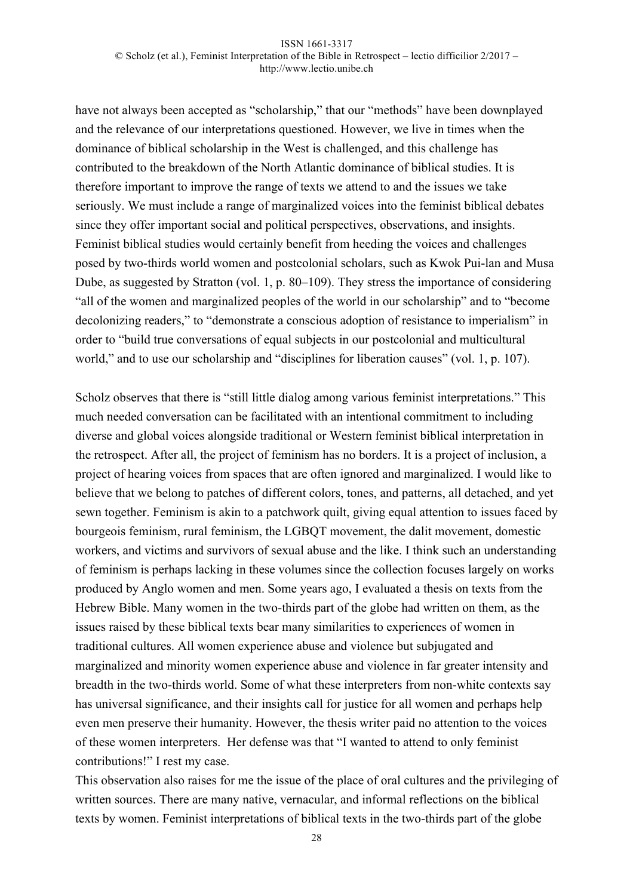have not always been accepted as "scholarship," that our "methods" have been downplayed and the relevance of our interpretations questioned. However, we live in times when the dominance of biblical scholarship in the West is challenged, and this challenge has contributed to the breakdown of the North Atlantic dominance of biblical studies. It is therefore important to improve the range of texts we attend to and the issues we take seriously. We must include a range of marginalized voices into the feminist biblical debates since they offer important social and political perspectives, observations, and insights. Feminist biblical studies would certainly benefit from heeding the voices and challenges posed by two-thirds world women and postcolonial scholars, such as Kwok Pui-lan and Musa Dube, as suggested by Stratton (vol. 1, p. 80–109). They stress the importance of considering "all of the women and marginalized peoples of the world in our scholarship" and to "become decolonizing readers," to "demonstrate a conscious adoption of resistance to imperialism" in order to "build true conversations of equal subjects in our postcolonial and multicultural world," and to use our scholarship and "disciplines for liberation causes" (vol. 1, p. 107).

Scholz observes that there is "still little dialog among various feminist interpretations." This much needed conversation can be facilitated with an intentional commitment to including diverse and global voices alongside traditional or Western feminist biblical interpretation in the retrospect. After all, the project of feminism has no borders. It is a project of inclusion, a project of hearing voices from spaces that are often ignored and marginalized. I would like to believe that we belong to patches of different colors, tones, and patterns, all detached, and yet sewn together. Feminism is akin to a patchwork quilt, giving equal attention to issues faced by bourgeois feminism, rural feminism, the LGBQT movement, the dalit movement, domestic workers, and victims and survivors of sexual abuse and the like. I think such an understanding of feminism is perhaps lacking in these volumes since the collection focuses largely on works produced by Anglo women and men. Some years ago, I evaluated a thesis on texts from the Hebrew Bible. Many women in the two-thirds part of the globe had written on them, as the issues raised by these biblical texts bear many similarities to experiences of women in traditional cultures. All women experience abuse and violence but subjugated and marginalized and minority women experience abuse and violence in far greater intensity and breadth in the two-thirds world. Some of what these interpreters from non-white contexts say has universal significance, and their insights call for justice for all women and perhaps help even men preserve their humanity. However, the thesis writer paid no attention to the voices of these women interpreters. Her defense was that "I wanted to attend to only feminist contributions!" I rest my case.

This observation also raises for me the issue of the place of oral cultures and the privileging of written sources. There are many native, vernacular, and informal reflections on the biblical texts by women. Feminist interpretations of biblical texts in the two-thirds part of the globe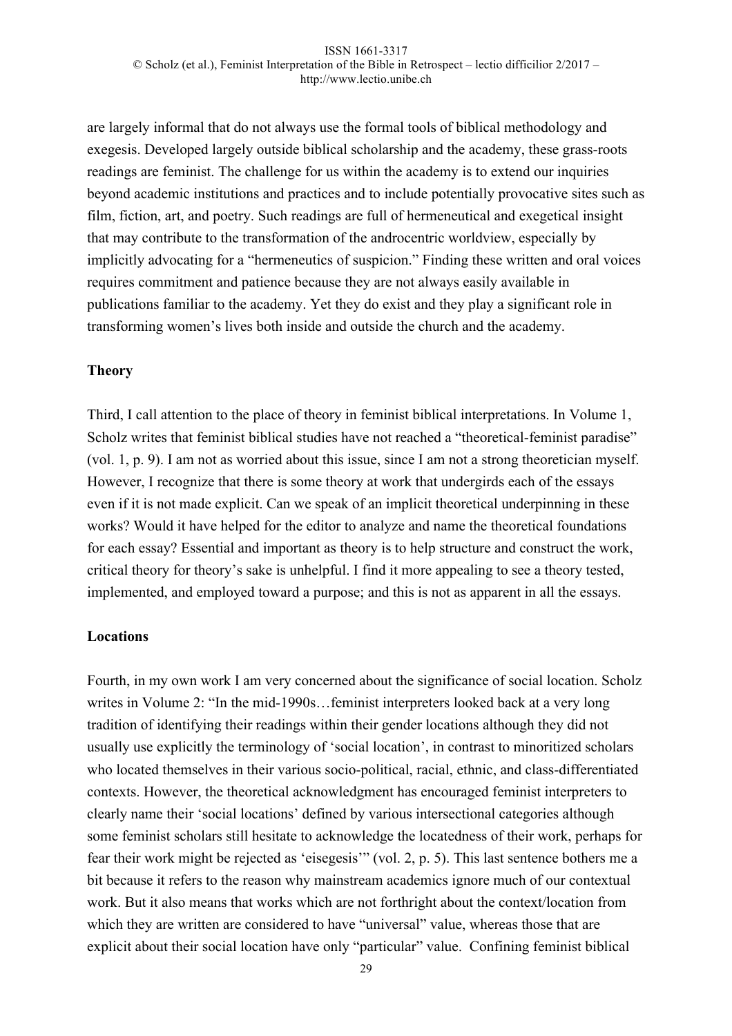are largely informal that do not always use the formal tools of biblical methodology and exegesis. Developed largely outside biblical scholarship and the academy, these grass-roots readings are feminist. The challenge for us within the academy is to extend our inquiries beyond academic institutions and practices and to include potentially provocative sites such as film, fiction, art, and poetry. Such readings are full of hermeneutical and exegetical insight that may contribute to the transformation of the androcentric worldview, especially by implicitly advocating for a "hermeneutics of suspicion." Finding these written and oral voices requires commitment and patience because they are not always easily available in publications familiar to the academy. Yet they do exist and they play a significant role in transforming women's lives both inside and outside the church and the academy.

**Theory**

Third, I call attention to the place of theory in feminist biblical interpretations. In Volume 1, Scholz writes that feminist biblical studies have not reached a "theoretical-feminist paradise" (vol. 1, p. 9). I am not as worried about this issue, since I am not a strong theoretician myself. However, I recognize that there is some theory at work that undergirds each of the essays even if it is not made explicit. Can we speak of an implicit theoretical underpinning in these works? Would it have helped for the editor to analyze and name the theoretical foundations for each essay? Essential and important as theory is to help structure and construct the work, critical theory for theory's sake is unhelpful. I find it more appealing to see a theory tested, implemented, and employed toward a purpose; and this is not as apparent in all the essays.

**Locations**

Fourth, in my own work I am very concerned about the significance of social location. Scholz writes in Volume 2: "In the mid-1990s…feminist interpreters looked back at a very long tradition of identifying their readings within their gender locations although they did not usually use explicitly the terminology of 'social location', in contrast to minoritized scholars who located themselves in their various socio-political, racial, ethnic, and class-differentiated contexts. However, the theoretical acknowledgment has encouraged feminist interpreters to clearly name their 'social locations' defined by various intersectional categories although some feminist scholars still hesitate to acknowledge the locatedness of their work, perhaps for fear their work might be rejected as 'eisegesis'" (vol. 2, p. 5). This last sentence bothers me a bit because it refers to the reason why mainstream academics ignore much of our contextual work. But it also means that works which are not forthright about the context/location from which they are written are considered to have "universal" value, whereas those that are explicit about their social location have only "particular" value. Confining feminist biblical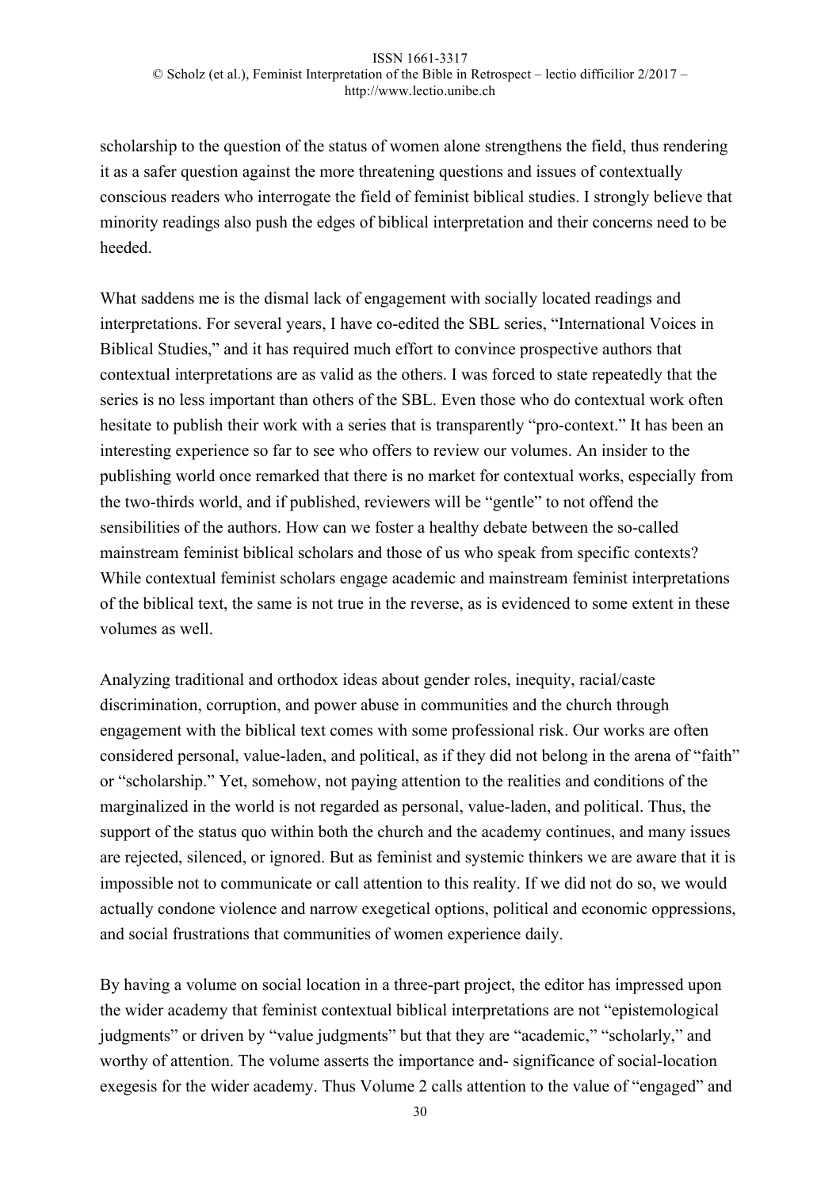scholarship to the question of the status of women alone strengthens the field, thus rendering it as a safer question against the more threatening questions and issues of contextually conscious readers who interrogate the field of feminist biblical studies. I strongly believe that minority readings also push the edges of biblical interpretation and their concerns need to be heeded.

What saddens me is the dismal lack of engagement with socially located readings and interpretations. For several years, I have co-edited the SBL series, "International Voices in Biblical Studies," and it has required much effort to convince prospective authors that contextual interpretations are as valid as the others. I was forced to state repeatedly that the series is no less important than others of the SBL. Even those who do contextual work often hesitate to publish their work with a series that is transparently "pro-context." It has been an interesting experience so far to see who offers to review our volumes. An insider to the publishing world once remarked that there is no market for contextual works, especially from the two-thirds world, and if published, reviewers will be "gentle" to not offend the sensibilities of the authors. How can we foster a healthy debate between the so-called mainstream feminist biblical scholars and those of us who speak from specific contexts? While contextual feminist scholars engage academic and mainstream feminist interpretations of the biblical text, the same is not true in the reverse, as is evidenced to some extent in these volumes as well.

Analyzing traditional and orthodox ideas about gender roles, inequity, racial/caste discrimination, corruption, and power abuse in communities and the church through engagement with the biblical text comes with some professional risk. Our works are often considered personal, value-laden, and political, as if they did not belong in the arena of "faith" or "scholarship." Yet, somehow, not paying attention to the realities and conditions of the marginalized in the world is not regarded as personal, value-laden, and political. Thus, the support of the status quo within both the church and the academy continues, and many issues are rejected, silenced, or ignored. But as feminist and systemic thinkers we are aware that it is impossible not to communicate or call attention to this reality. If we did not do so, we would actually condone violence and narrow exegetical options, political and economic oppressions, and social frustrations that communities of women experience daily.

By having a volume on social location in a three-part project, the editor has impressed upon the wider academy that feminist contextual biblical interpretations are not "epistemological judgments" or driven by "value judgments" but that they are "academic," "scholarly," and worthy of attention. The volume asserts the importance and- significance of social-location exegesis for the wider academy. Thus Volume 2 calls attention to the value of "engaged" and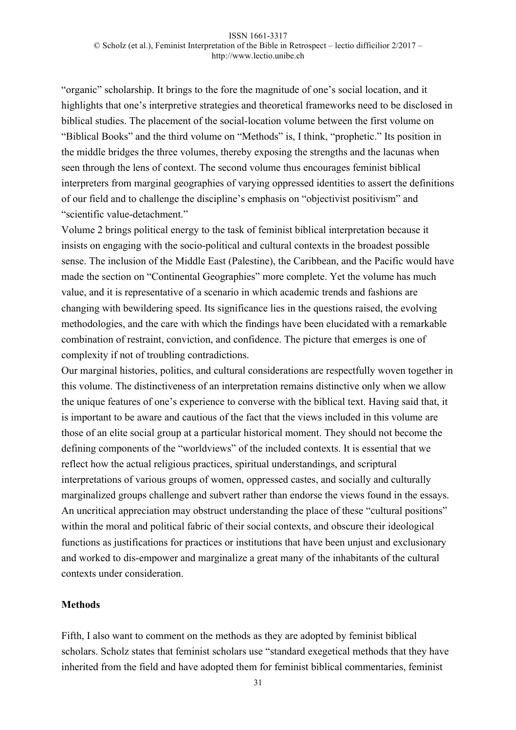“organic” scholarship. It brings to the fore the magnitude of one’s social location, and it highlights that one’s interpretive strategies and theoretical frameworks need to be disclosed in biblical studies. The placement of the social-location volume between the first volume on “Biblical Books” and the third volume on “Methods” is, I think, “prophetic.” Its position in the middle bridges the three volumes, thereby exposing the strengths and the lacunas when seen through the lens of context. The second volume thus encourages feminist biblical interpreters from marginal geographies of varying oppressed identities to assert the definitions of our field and to challenge the discipline’s emphasis on “objectivist positivism” and “scientific value-detachment.”

Volume 2 brings political energy to the task of feminist biblical interpretation because it insists on engaging with the socio-political and cultural contexts in the broadest possible sense. The inclusion of the Middle East (Palestine), the Caribbean, and the Pacific would have made the section on “Continental Geographies” more complete. Yet the volume has much value, and it is representative of a scenario in which academic trends and fashions are changing with bewildering speed. Its significance lies in the questions raised, the evolving methodologies, and the care with which the findings have been elucidated with a remarkable combination of restraint, conviction, and confidence. The picture that emerges is one of complexity if not of troubling contradictions.

Our marginal histories, politics, and cultural considerations are respectfully woven together in this volume. The distinctiveness of an interpretation remains distinctive only when we allow the unique features of one’s experience to converse with the biblical text. Having said that, it is important to be aware and cautious of the fact that the views included in this volume are those of an elite social group at a particular historical moment. They should not become the defining components of the “worldviews” of the included contexts. It is essential that we reflect how the actual religious practices, spiritual understandings, and scriptural interpretations of various groups of women, oppressed castes, and socially and culturally marginalized groups challenge and subvert rather than endorse the views found in the essays. An uncritical appreciation may obstruct understanding the place of these “cultural positions” within the moral and political fabric of their social contexts, and obscure their ideological functions as justifications for practices or institutions that have been unjust and exclusionary and worked to dis-empower and marginalize a great many of the inhabitants of the cultural contexts under consideration.

## Methods

Fifth, I also want to comment on the methods as they are adopted by feminist biblical scholars. Scholz states that feminist scholars use “standard exegetical methods that they have inherited from the field and have adopted them for feminist biblical commentaries, feminist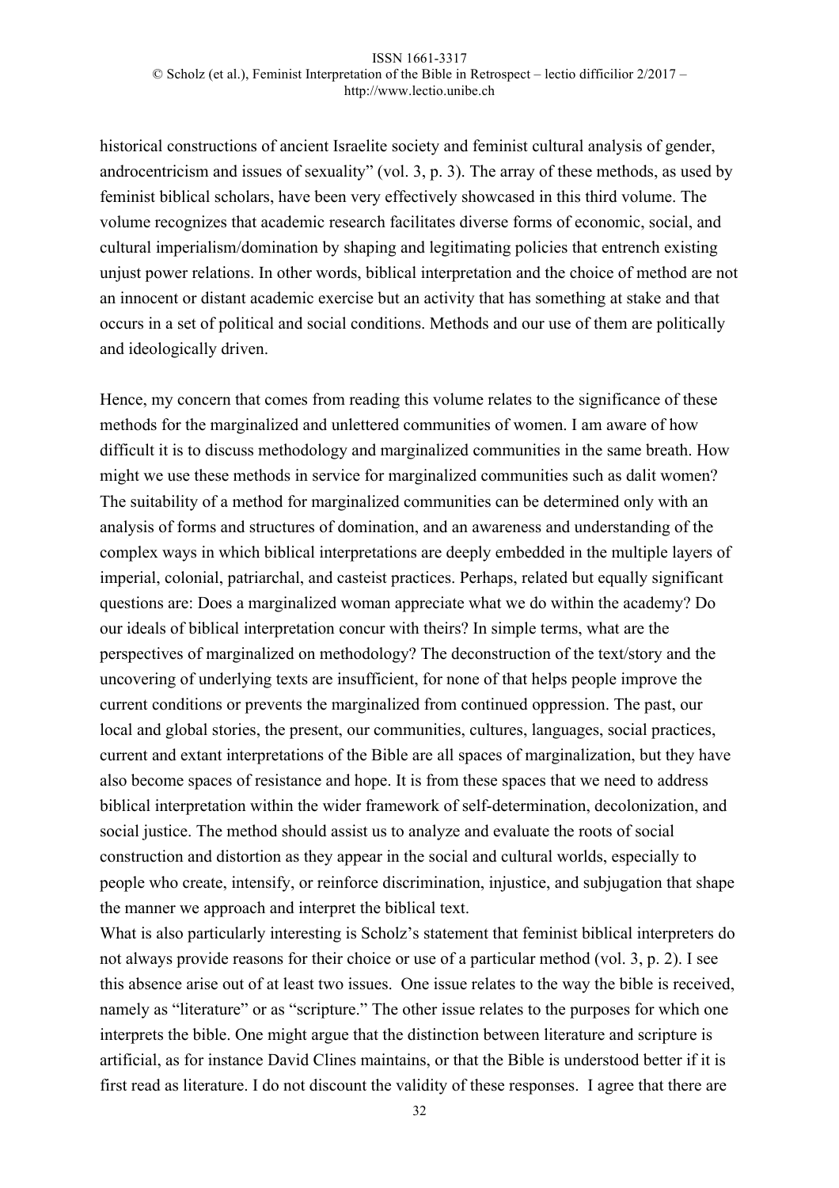historical constructions of ancient Israelite society and feminist cultural analysis of gender, androcentricism and issues of sexuality" (vol. 3, p. 3). The array of these methods, as used by feminist biblical scholars, have been very effectively showcased in this third volume. The volume recognizes that academic research facilitates diverse forms of economic, social, and cultural imperialism/domination by shaping and legitimating policies that entrench existing unjust power relations. In other words, biblical interpretation and the choice of method are not an innocent or distant academic exercise but an activity that has something at stake and that occurs in a set of political and social conditions. Methods and our use of them are politically and ideologically driven.

Hence, my concern that comes from reading this volume relates to the significance of these methods for the marginalized and unlettered communities of women. I am aware of how difficult it is to discuss methodology and marginalized communities in the same breath. How might we use these methods in service for marginalized communities such as dalit women? The suitability of a method for marginalized communities can be determined only with an analysis of forms and structures of domination, and an awareness and understanding of the complex ways in which biblical interpretations are deeply embedded in the multiple layers of imperial, colonial, patriarchal, and casteist practices. Perhaps, related but equally significant questions are: Does a marginalized woman appreciate what we do within the academy? Do our ideals of biblical interpretation concur with theirs? In simple terms, what are the perspectives of marginalized on methodology? The deconstruction of the text/story and the uncovering of underlying texts are insufficient, for none of that helps people improve the current conditions or prevents the marginalized from continued oppression. The past, our local and global stories, the present, our communities, cultures, languages, social practices, current and extant interpretations of the Bible are all spaces of marginalization, but they have also become spaces of resistance and hope. It is from these spaces that we need to address biblical interpretation within the wider framework of self-determination, decolonization, and social justice. The method should assist us to analyze and evaluate the roots of social construction and distortion as they appear in the social and cultural worlds, especially to people who create, intensify, or reinforce discrimination, injustice, and subjugation that shape the manner we approach and interpret the biblical text.

What is also particularly interesting is Scholz's statement that feminist biblical interpreters do not always provide reasons for their choice or use of a particular method (vol. 3, p. 2). I see this absence arise out of at least two issues. One issue relates to the way the bible is received, namely as "literature" or as "scripture." The other issue relates to the purposes for which one interprets the bible. One might argue that the distinction between literature and scripture is artificial, as for instance David Clines maintains, or that the Bible is understood better if it is first read as literature. I do not discount the validity of these responses. I agree that there are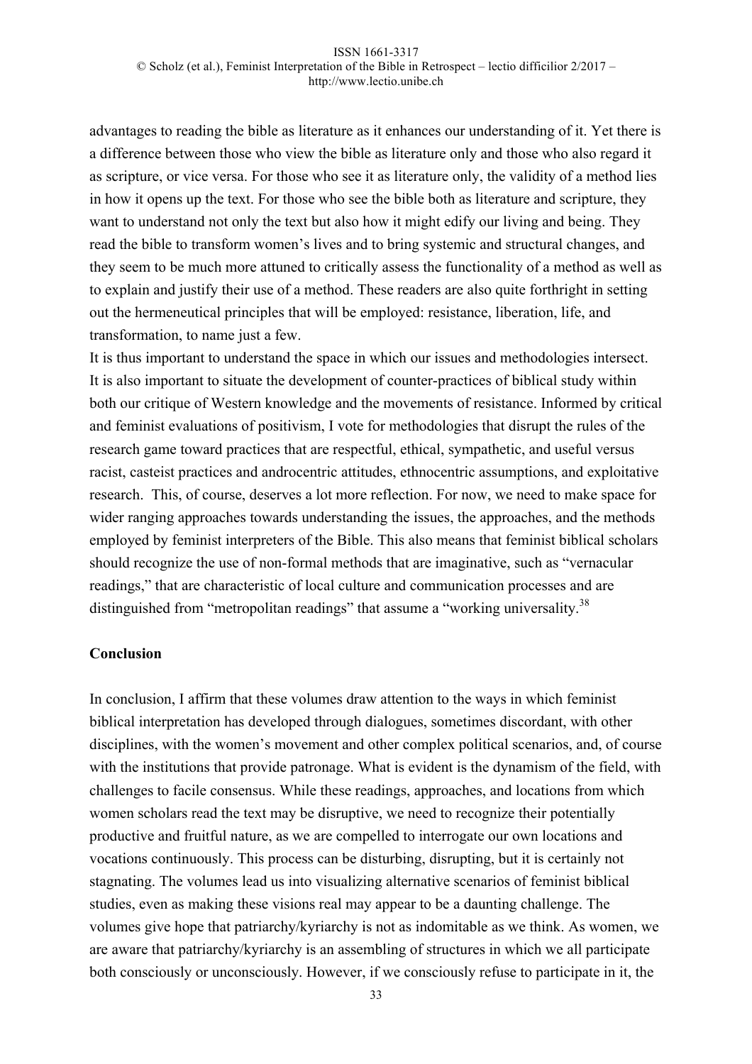advantages to reading the bible as literature as it enhances our understanding of it. Yet there is a difference between those who view the bible as literature only and those who also regard it as scripture, or vice versa. For those who see it as literature only, the validity of a method lies in how it opens up the text. For those who see the bible both as literature and scripture, they want to understand not only the text but also how it might edify our living and being. They read the bible to transform women's lives and to bring systemic and structural changes, and they seem to be much more attuned to critically assess the functionality of a method as well as to explain and justify their use of a method. These readers are also quite forthright in setting out the hermeneutical principles that will be employed: resistance, liberation, life, and transformation, to name just a few.

It is thus important to understand the space in which our issues and methodologies intersect. It is also important to situate the development of counter-practices of biblical study within both our critique of Western knowledge and the movements of resistance. Informed by critical and feminist evaluations of positivism, I vote for methodologies that disrupt the rules of the research game toward practices that are respectful, ethical, sympathetic, and useful versus racist, casteist practices and androcentric attitudes, ethnocentric assumptions, and exploitative research. This, of course, deserves a lot more reflection. For now, we need to make space for wider ranging approaches towards understanding the issues, the approaches, and the methods employed by feminist interpreters of the Bible. This also means that feminist biblical scholars should recognize the use of non-formal methods that are imaginative, such as "vernacular readings," that are characteristic of local culture and communication processes and are distinguished from "metropolitan readings" that assume a "working universality.[38]

**Conclusion**

In conclusion, I affirm that these volumes draw attention to the ways in which feminist biblical interpretation has developed through dialogues, sometimes discordant, with other disciplines, with the women's movement and other complex political scenarios, and, of course with the institutions that provide patronage. What is evident is the dynamism of the field, with challenges to facile consensus. While these readings, approaches, and locations from which women scholars read the text may be disruptive, we need to recognize their potentially productive and fruitful nature, as we are compelled to interrogate our own locations and vocations continuously. This process can be disturbing, disrupting, but it is certainly not stagnating. The volumes lead us into visualizing alternative scenarios of feminist biblical studies, even as making these visions real may appear to be a daunting challenge. The volumes give hope that patriarchy/kyriarchy is not as indomitable as we think. As women, we are aware that patriarchy/kyriarchy is an assembling of structures in which we all participate both consciously or unconsciously. However, if we consciously refuse to participate in it, the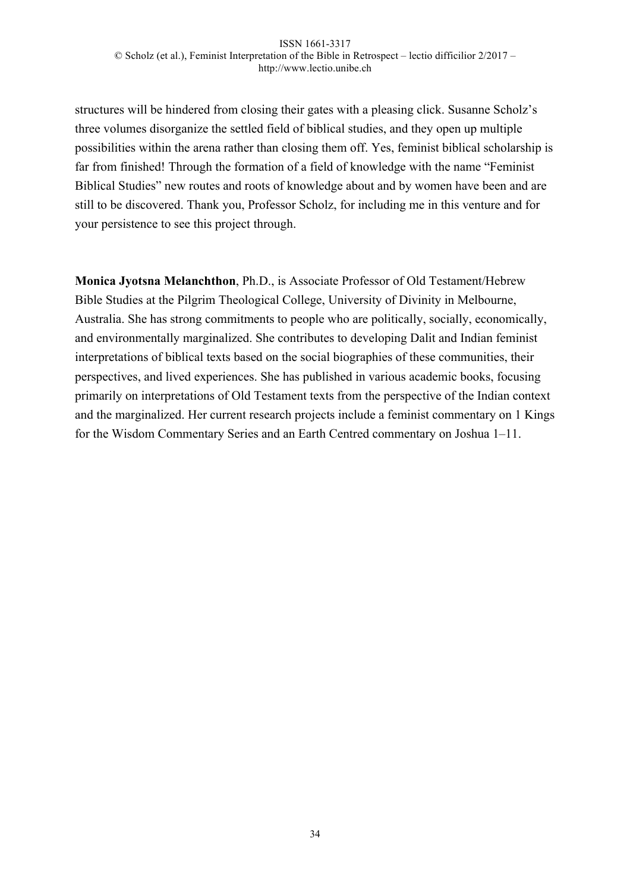structures will be hindered from closing their gates with a pleasing click. Susanne Scholz's three volumes disorganize the settled field of biblical studies, and they open up multiple possibilities within the arena rather than closing them off. Yes, feminist biblical scholarship is far from finished! Through the formation of a field of knowledge with the name "Feminist Biblical Studies" new routes and roots of knowledge about and by women have been and are still to be discovered. Thank you, Professor Scholz, for including me in this venture and for your persistence to see this project through.

**Monica Jyotsna Melanchthon**, Ph.D., is Associate Professor of Old Testament/Hebrew Bible Studies at the Pilgrim Theological College, University of Divinity in Melbourne, Australia. She has strong commitments to people who are politically, socially, economically, and environmentally marginalized. She contributes to developing Dalit and Indian feminist interpretations of biblical texts based on the social biographies of these communities, their perspectives, and lived experiences. She has published in various academic books, focusing primarily on interpretations of Old Testament texts from the perspective of the Indian context and the marginalized. Her current research projects include a feminist commentary on 1 Kings for the Wisdom Commentary Series and an Earth Centred commentary on Joshua 1–11.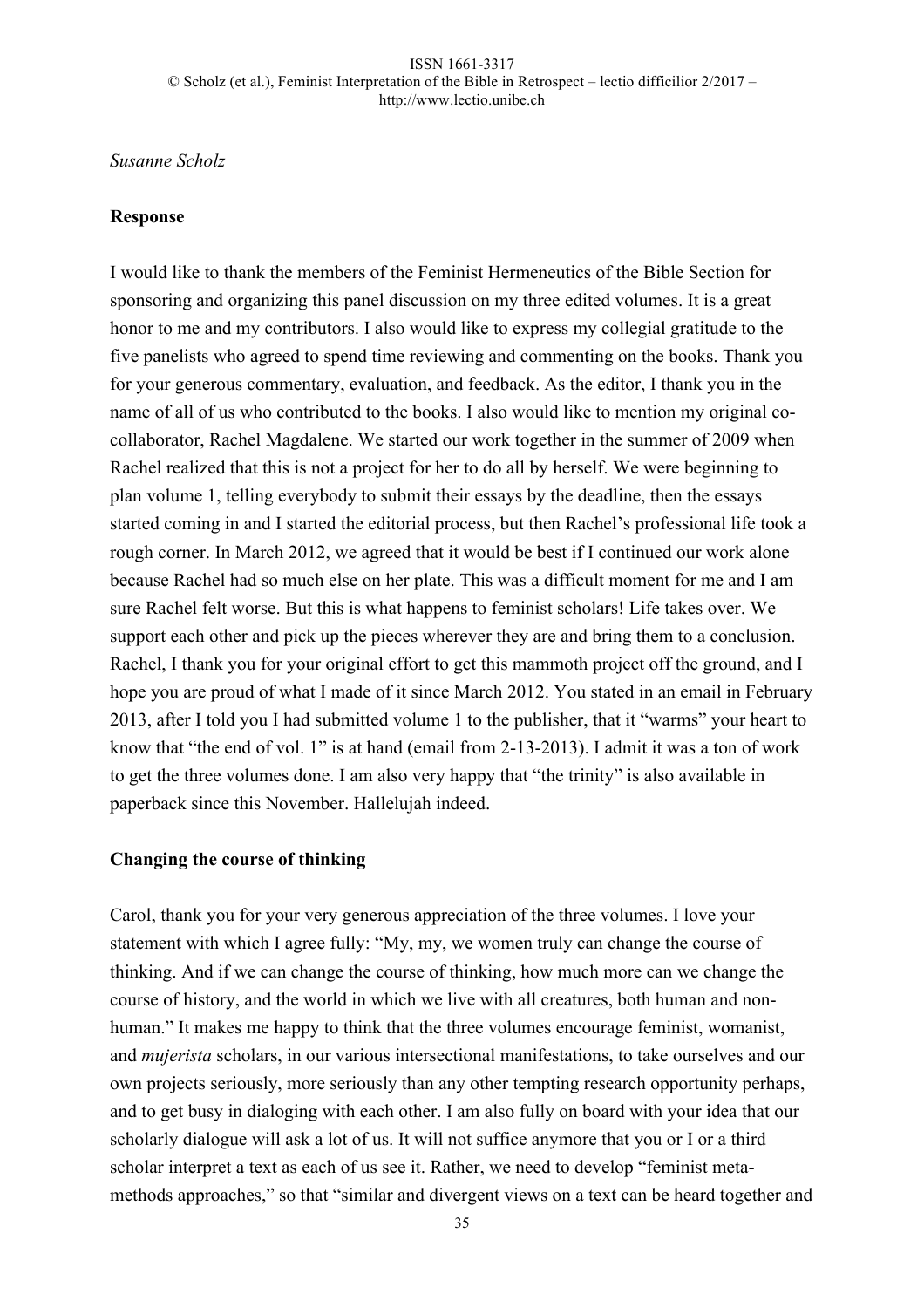*Susanne Scholz*

**Response**

I would like to thank the members of the Feminist Hermeneutics of the Bible Section for sponsoring and organizing this panel discussion on my three edited volumes. It is a great honor to me and my contributors. I also would like to express my collegial gratitude to the five panelists who agreed to spend time reviewing and commenting on the books. Thank you for your generous commentary, evaluation, and feedback. As the editor, I thank you in the name of all of us who contributed to the books. I also would like to mention my original co-collaborator, Rachel Magdalene. We started our work together in the summer of 2009 when Rachel realized that this is not a project for her to do all by herself. We were beginning to plan volume 1, telling everybody to submit their essays by the deadline, then the essays started coming in and I started the editorial process, but then Rachel's professional life took a rough corner. In March 2012, we agreed that it would be best if I continued our work alone because Rachel had so much else on her plate. This was a difficult moment for me and I am sure Rachel felt worse. But this is what happens to feminist scholars! Life takes over. We support each other and pick up the pieces wherever they are and bring them to a conclusion. Rachel, I thank you for your original effort to get this mammoth project off the ground, and I hope you are proud of what I made of it since March 2012. You stated in an email in February 2013, after I told you I had submitted volume 1 to the publisher, that it "warms" your heart to know that "the end of vol. 1" is at hand (email from 2-13-2013). I admit it was a ton of work to get the three volumes done. I am also very happy that "the trinity" is also available in paperback since this November. Hallelujah indeed.

**Changing the course of thinking**

Carol, thank you for your very generous appreciation of the three volumes. I love your statement with which I agree fully: "My, my, we women truly can change the course of thinking. And if we can change the course of thinking, how much more can we change the course of history, and the world in which we live with all creatures, both human and non-human." It makes me happy to think that the three volumes encourage feminist, womanist, and *mujerista* scholars, in our various intersectional manifestations, to take ourselves and our own projects seriously, more seriously than any other tempting research opportunity perhaps, and to get busy in dialoging with each other. I am also fully on board with your idea that our scholarly dialogue will ask a lot of us. It will not suffice anymore that you or I or a third scholar interpret a text as each of us see it. Rather, we need to develop "feminist meta-methods approaches," so that "similar and divergent views on a text can be heard together and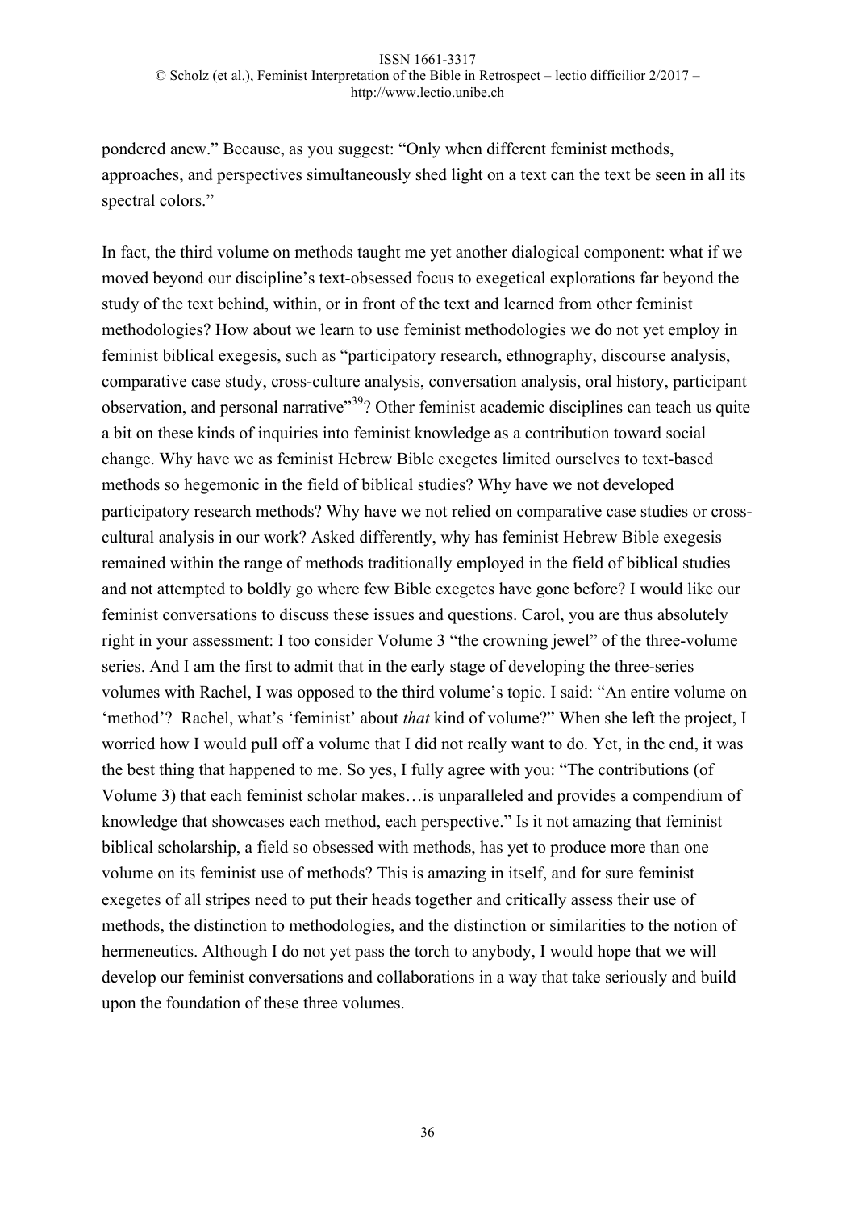pondered anew." Because, as you suggest: "Only when different feminist methods, approaches, and perspectives simultaneously shed light on a text can the text be seen in all its spectral colors."

In fact, the third volume on methods taught me yet another dialogical component: what if we moved beyond our discipline's text-obsessed focus to exegetical explorations far beyond the study of the text behind, within, or in front of the text and learned from other feminist methodologies? How about we learn to use feminist methodologies we do not yet employ in feminist biblical exegesis, such as "participatory research, ethnography, discourse analysis, comparative case study, cross-culture analysis, conversation analysis, oral history, participant observation, and personal narrative"[39]? Other feminist academic disciplines can teach us quite a bit on these kinds of inquiries into feminist knowledge as a contribution toward social change. Why have we as feminist Hebrew Bible exegetes limited ourselves to text-based methods so hegemonic in the field of biblical studies? Why have we not developed participatory research methods? Why have we not relied on comparative case studies or cross-cultural analysis in our work? Asked differently, why has feminist Hebrew Bible exegesis remained within the range of methods traditionally employed in the field of biblical studies and not attempted to boldly go where few Bible exegetes have gone before? I would like our feminist conversations to discuss these issues and questions. Carol, you are thus absolutely right in your assessment: I too consider Volume 3 "the crowning jewel" of the three-volume series. And I am the first to admit that in the early stage of developing the three-series volumes with Rachel, I was opposed to the third volume's topic. I said: "An entire volume on 'method'? Rachel, what's 'feminist' about *that* kind of volume?" When she left the project, I worried how I would pull off a volume that I did not really want to do. Yet, in the end, it was the best thing that happened to me. So yes, I fully agree with you: "The contributions (of Volume 3) that each feminist scholar makes…is unparalleled and provides a compendium of knowledge that showcases each method, each perspective." Is it not amazing that feminist biblical scholarship, a field so obsessed with methods, has yet to produce more than one volume on its feminist use of methods? This is amazing in itself, and for sure feminist exegetes of all stripes need to put their heads together and critically assess their use of methods, the distinction to methodologies, and the distinction or similarities to the notion of hermeneutics. Although I do not yet pass the torch to anybody, I would hope that we will develop our feminist conversations and collaborations in a way that take seriously and build upon the foundation of these three volumes.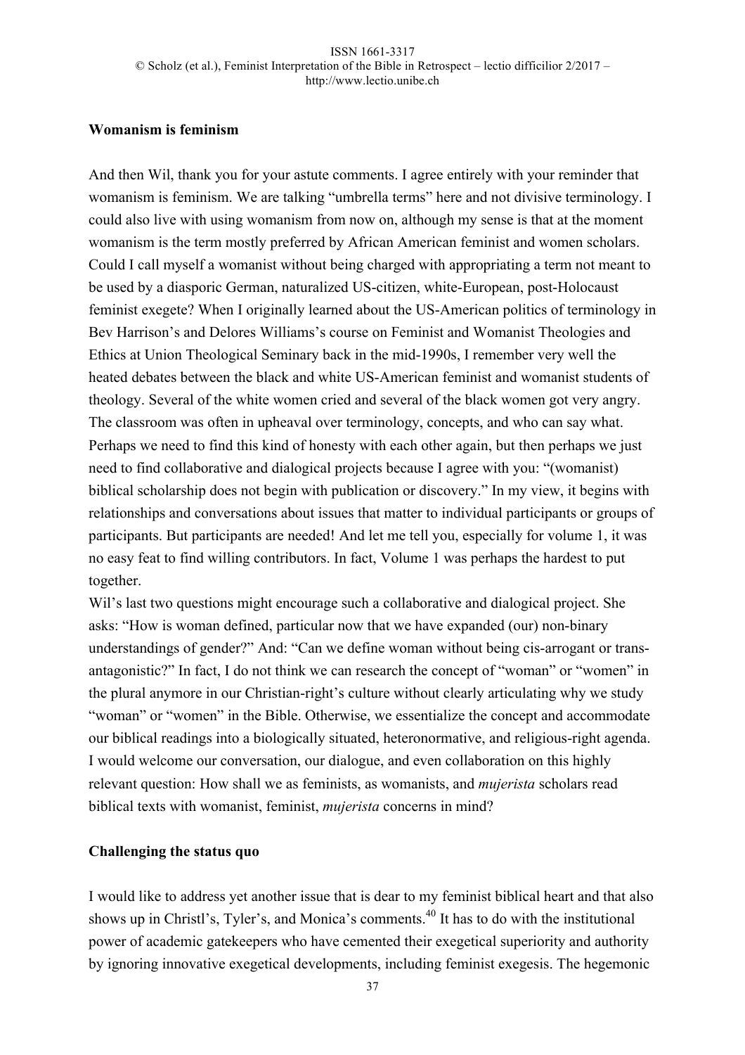**Womanism is feminism**

And then Wil, thank you for your astute comments. I agree entirely with your reminder that womanism is feminism. We are talking "umbrella terms" here and not divisive terminology. I could also live with using womanism from now on, although my sense is that at the moment womanism is the term mostly preferred by African American feminist and women scholars. Could I call myself a womanist without being charged with appropriating a term not meant to be used by a diasporic German, naturalized US-citizen, white-European, post-Holocaust feminist exegete? When I originally learned about the US-American politics of terminology in Bev Harrison's and Delores Williams's course on Feminist and Womanist Theologies and Ethics at Union Theological Seminary back in the mid-1990s, I remember very well the heated debates between the black and white US-American feminist and womanist students of theology. Several of the white women cried and several of the black women got very angry. The classroom was often in upheaval over terminology, concepts, and who can say what. Perhaps we need to find this kind of honesty with each other again, but then perhaps we just need to find collaborative and dialogical projects because I agree with you: "(womanist) biblical scholarship does not begin with publication or discovery." In my view, it begins with relationships and conversations about issues that matter to individual participants or groups of participants. But participants are needed! And let me tell you, especially for volume 1, it was no easy feat to find willing contributors. In fact, Volume 1 was perhaps the hardest to put together.

Wil's last two questions might encourage such a collaborative and dialogical project. She asks: "How is woman defined, particular now that we have expanded (our) non-binary understandings of gender?" And: "Can we define woman without being cis-arrogant or trans-antagonistic?" In fact, I do not think we can research the concept of "woman" or "women" in the plural anymore in our Christian-right's culture without clearly articulating why we study "woman" or "women" in the Bible. Otherwise, we essentialize the concept and accommodate our biblical readings into a biologically situated, heteronormative, and religious-right agenda. I would welcome our conversation, our dialogue, and even collaboration on this highly relevant question: How shall we as feminists, as womanists, and *mujerista* scholars read biblical texts with womanist, feminist, *mujerista* concerns in mind?

**Challenging the status quo**

I would like to address yet another issue that is dear to my feminist biblical heart and that also shows up in Christl's, Tyler's, and Monica's comments.[40] It has to do with the institutional power of academic gatekeepers who have cemented their exegetical superiority and authority by ignoring innovative exegetical developments, including feminist exegesis. The hegemonic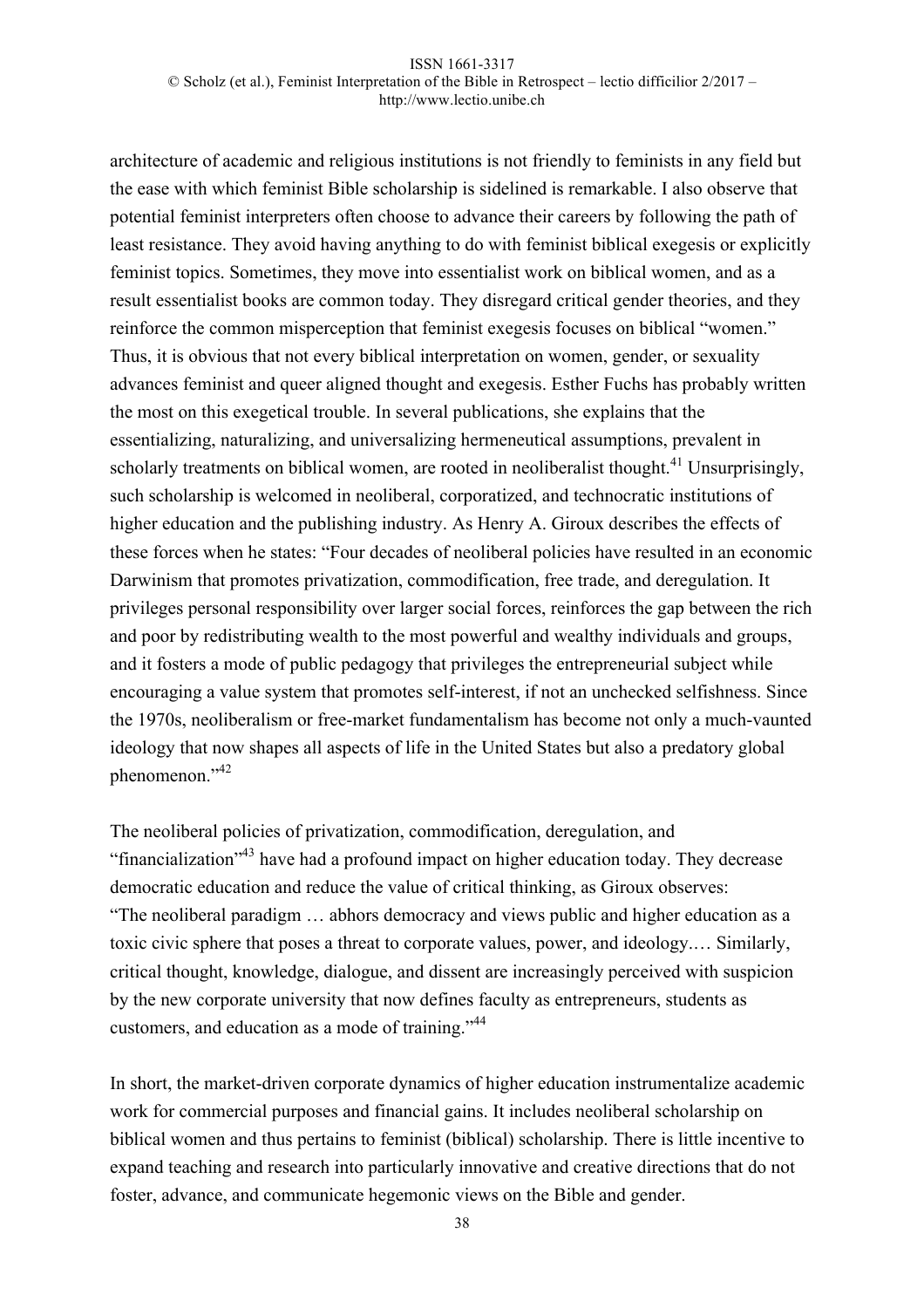architecture of academic and religious institutions is not friendly to feminists in any field but the ease with which feminist Bible scholarship is sidelined is remarkable. I also observe that potential feminist interpreters often choose to advance their careers by following the path of least resistance. They avoid having anything to do with feminist biblical exegesis or explicitly feminist topics. Sometimes, they move into essentialist work on biblical women, and as a result essentialist books are common today. They disregard critical gender theories, and they reinforce the common misperception that feminist exegesis focuses on biblical "women." Thus, it is obvious that not every biblical interpretation on women, gender, or sexuality advances feminist and queer aligned thought and exegesis. Esther Fuchs has probably written the most on this exegetical trouble. In several publications, she explains that the essentializing, naturalizing, and universalizing hermeneutical assumptions, prevalent in scholarly treatments on biblical women, are rooted in neoliberalist thought.[41] Unsurprisingly, such scholarship is welcomed in neoliberal, corporatized, and technocratic institutions of higher education and the publishing industry. As Henry A. Giroux describes the effects of these forces when he states: "Four decades of neoliberal policies have resulted in an economic Darwinism that promotes privatization, commodification, free trade, and deregulation. It privileges personal responsibility over larger social forces, reinforces the gap between the rich and poor by redistributing wealth to the most powerful and wealthy individuals and groups, and it fosters a mode of public pedagogy that privileges the entrepreneurial subject while encouraging a value system that promotes self-interest, if not an unchecked selfishness. Since the 1970s, neoliberalism or free-market fundamentalism has become not only a much-vaunted ideology that now shapes all aspects of life in the United States but also a predatory global phenomenon."[42]

The neoliberal policies of privatization, commodification, deregulation, and "financialization"[43] have had a profound impact on higher education today. They decrease democratic education and reduce the value of critical thinking, as Giroux observes: "The neoliberal paradigm … abhors democracy and views public and higher education as a toxic civic sphere that poses a threat to corporate values, power, and ideology.… Similarly, critical thought, knowledge, dialogue, and dissent are increasingly perceived with suspicion by the new corporate university that now defines faculty as entrepreneurs, students as customers, and education as a mode of training."[44]

In short, the market-driven corporate dynamics of higher education instrumentalize academic work for commercial purposes and financial gains. It includes neoliberal scholarship on biblical women and thus pertains to feminist (biblical) scholarship. There is little incentive to expand teaching and research into particularly innovative and creative directions that do not foster, advance, and communicate hegemonic views on the Bible and gender.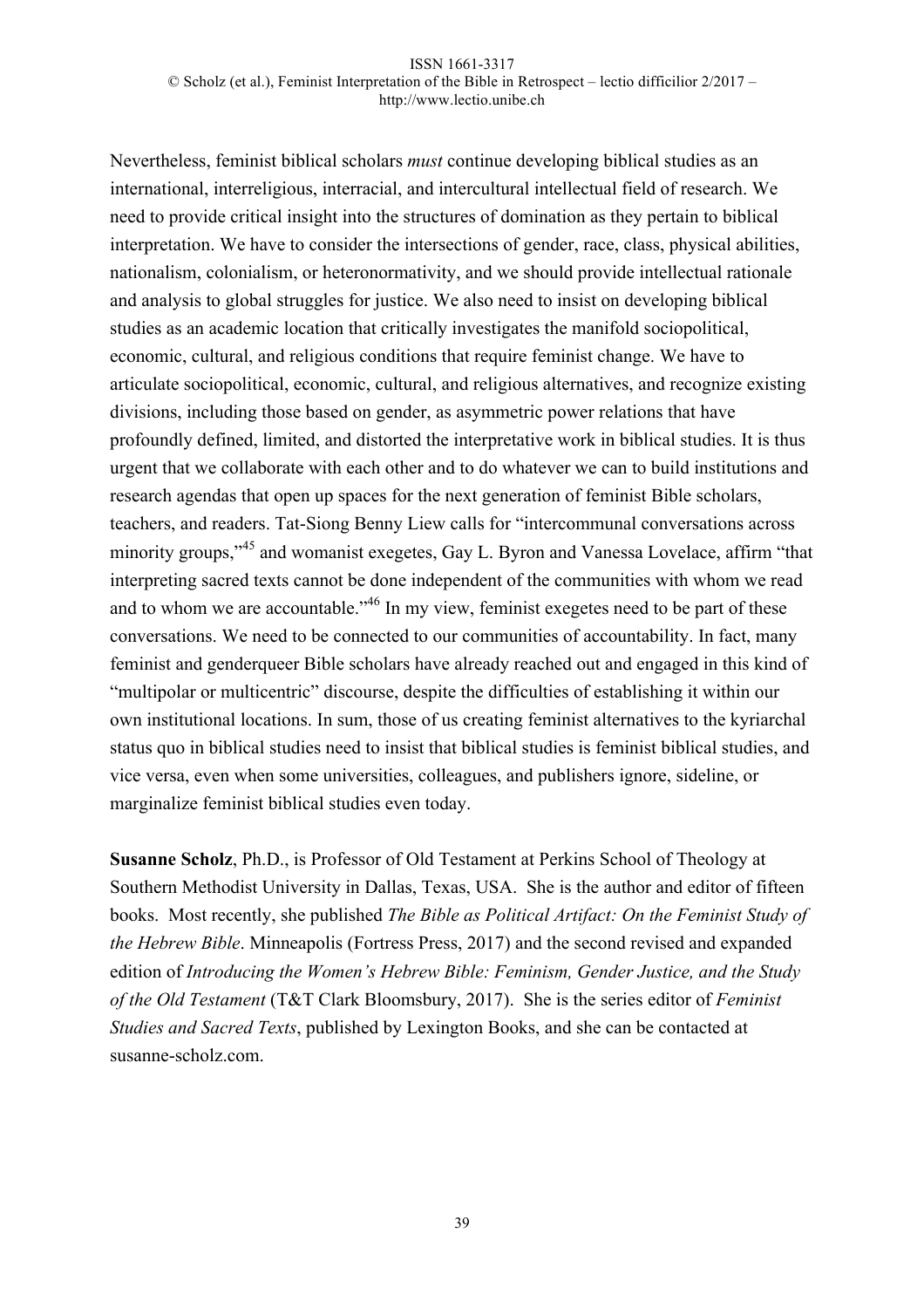Nevertheless, feminist biblical scholars *must* continue developing biblical studies as an international, interreligious, interracial, and intercultural intellectual field of research. We need to provide critical insight into the structures of domination as they pertain to biblical interpretation. We have to consider the intersections of gender, race, class, physical abilities, nationalism, colonialism, or heteronormativity, and we should provide intellectual rationale and analysis to global struggles for justice. We also need to insist on developing biblical studies as an academic location that critically investigates the manifold sociopolitical, economic, cultural, and religious conditions that require feminist change. We have to articulate sociopolitical, economic, cultural, and religious alternatives, and recognize existing divisions, including those based on gender, as asymmetric power relations that have profoundly defined, limited, and distorted the interpretative work in biblical studies. It is thus urgent that we collaborate with each other and to do whatever we can to build institutions and research agendas that open up spaces for the next generation of feminist Bible scholars, teachers, and readers. Tat-Siong Benny Liew calls for "intercommunal conversations across minority groups,"[45] and womanist exegetes, Gay L. Byron and Vanessa Lovelace, affirm "that interpreting sacred texts cannot be done independent of the communities with whom we read and to whom we are accountable."[46] In my view, feminist exegetes need to be part of these conversations. We need to be connected to our communities of accountability. In fact, many feminist and genderqueer Bible scholars have already reached out and engaged in this kind of "multipolar or multicentric" discourse, despite the difficulties of establishing it within our own institutional locations. In sum, those of us creating feminist alternatives to the kyriarchal status quo in biblical studies need to insist that biblical studies is feminist biblical studies, and vice versa, even when some universities, colleagues, and publishers ignore, sideline, or marginalize feminist biblical studies even today.

**Susanne Scholz**, Ph.D., is Professor of Old Testament at Perkins School of Theology at Southern Methodist University in Dallas, Texas, USA. She is the author and editor of fifteen books. Most recently, she published *The Bible as Political Artifact: On the Feminist Study of the Hebrew Bible*. Minneapolis (Fortress Press, 2017) and the second revised and expanded edition of *Introducing the Women's Hebrew Bible: Feminism, Gender Justice, and the Study of the Old Testament* (T&T Clark Bloomsbury, 2017). She is the series editor of *Feminist Studies and Sacred Texts*, published by Lexington Books, and she can be contacted at susanne-scholz.com.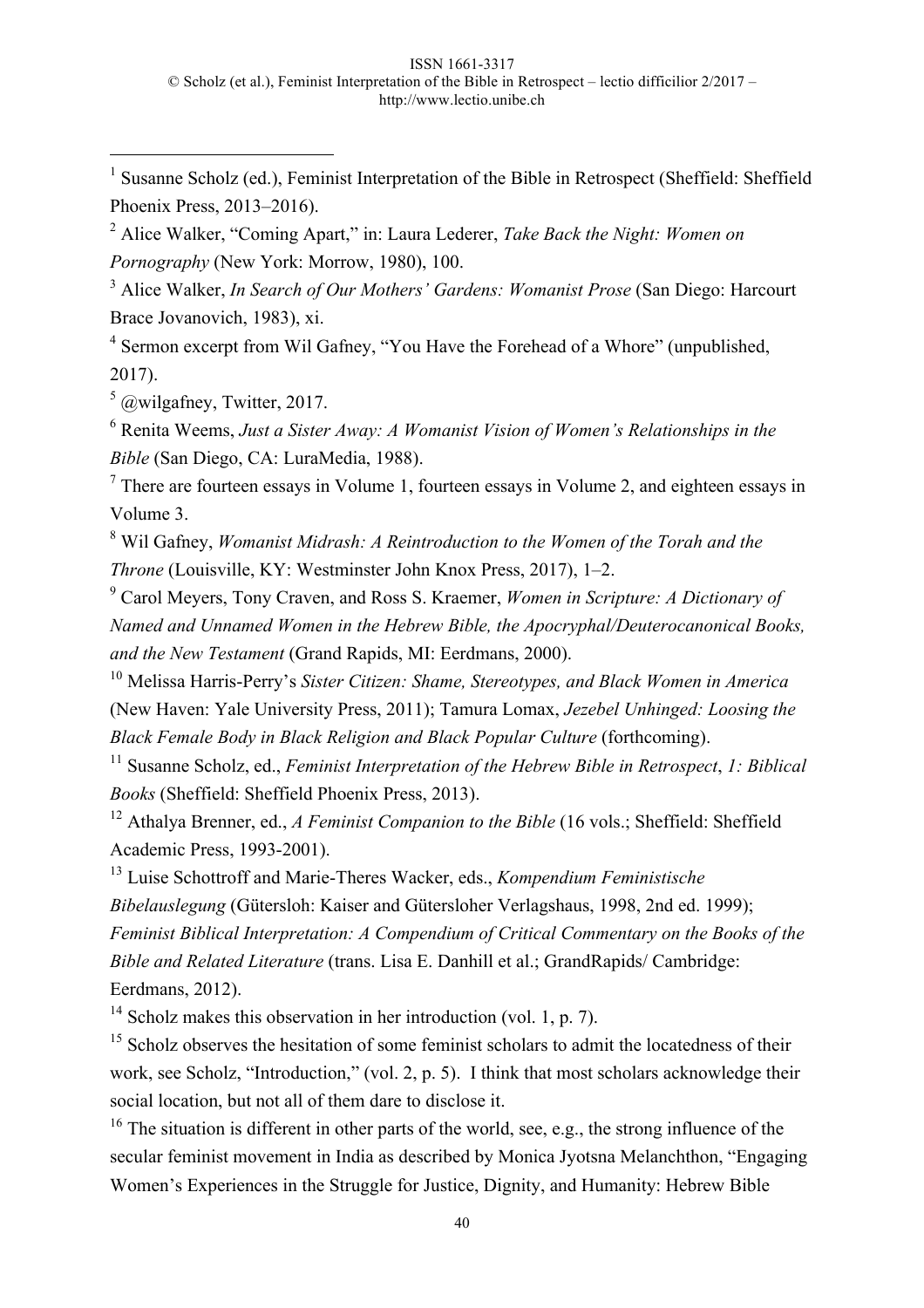[1] Susanne Scholz (ed.), Feminist Interpretation of the Bible in Retrospect (Sheffield: Sheffield Phoenix Press, 2013–2016).

[2] Alice Walker, "Coming Apart," in: Laura Lederer, *Take Back the Night: Women on Pornography* (New York: Morrow, 1980), 100.

[3] Alice Walker, *In Search of Our Mothers' Gardens: Womanist Prose* (San Diego: Harcourt Brace Jovanovich, 1983), xi.

[4] Sermon excerpt from Wil Gafney, "You Have the Forehead of a Whore" (unpublished, 2017).

[5] @wilgafney, Twitter, 2017.

[6] Renita Weems, *Just a Sister Away: A Womanist Vision of Women's Relationships in the Bible* (San Diego, CA: LuraMedia, 1988).

[7] There are fourteen essays in Volume 1, fourteen essays in Volume 2, and eighteen essays in Volume 3.

[8] Wil Gafney, *Womanist Midrash: A Reintroduction to the Women of the Torah and the Throne* (Louisville, KY: Westminster John Knox Press, 2017), 1–2.

[9] Carol Meyers, Tony Craven, and Ross S. Kraemer, *Women in Scripture: A Dictionary of Named and Unnamed Women in the Hebrew Bible, the Apocryphal/Deuterocanonical Books, and the New Testament* (Grand Rapids, MI: Eerdmans, 2000).

[10] Melissa Harris-Perry's *Sister Citizen: Shame, Stereotypes, and Black Women in America* (New Haven: Yale University Press, 2011); Tamura Lomax, *Jezebel Unhinged: Loosing the Black Female Body in Black Religion and Black Popular Culture* (forthcoming).

[11] Susanne Scholz, ed., *Feminist Interpretation of the Hebrew Bible in Retrospect*, *1: Biblical Books* (Sheffield: Sheffield Phoenix Press, 2013).

[12] Athalya Brenner, ed., *A Feminist Companion to the Bible* (16 vols.; Sheffield: Sheffield Academic Press, 1993-2001).

[13] Luise Schottroff and Marie-Theres Wacker, eds., *Kompendium Feministische Bibelauslegung* (Gütersloh: Kaiser and Gütersloher Verlagshaus, 1998, 2nd ed. 1999); *Feminist Biblical Interpretation: A Compendium of Critical Commentary on the Books of the Bible and Related Literature* (trans. Lisa E. Danhill et al.; GrandRapids/ Cambridge: Eerdmans, 2012).

[14] Scholz makes this observation in her introduction (vol. 1, p. 7).

[15] Scholz observes the hesitation of some feminist scholars to admit the locatedness of their work, see Scholz, "Introduction," (vol. 2, p. 5). I think that most scholars acknowledge their social location, but not all of them dare to disclose it.

[16] The situation is different in other parts of the world, see, e.g., the strong influence of the secular feminist movement in India as described by Monica Jyotsna Melanchthon, "Engaging Women's Experiences in the Struggle for Justice, Dignity, and Humanity: Hebrew Bible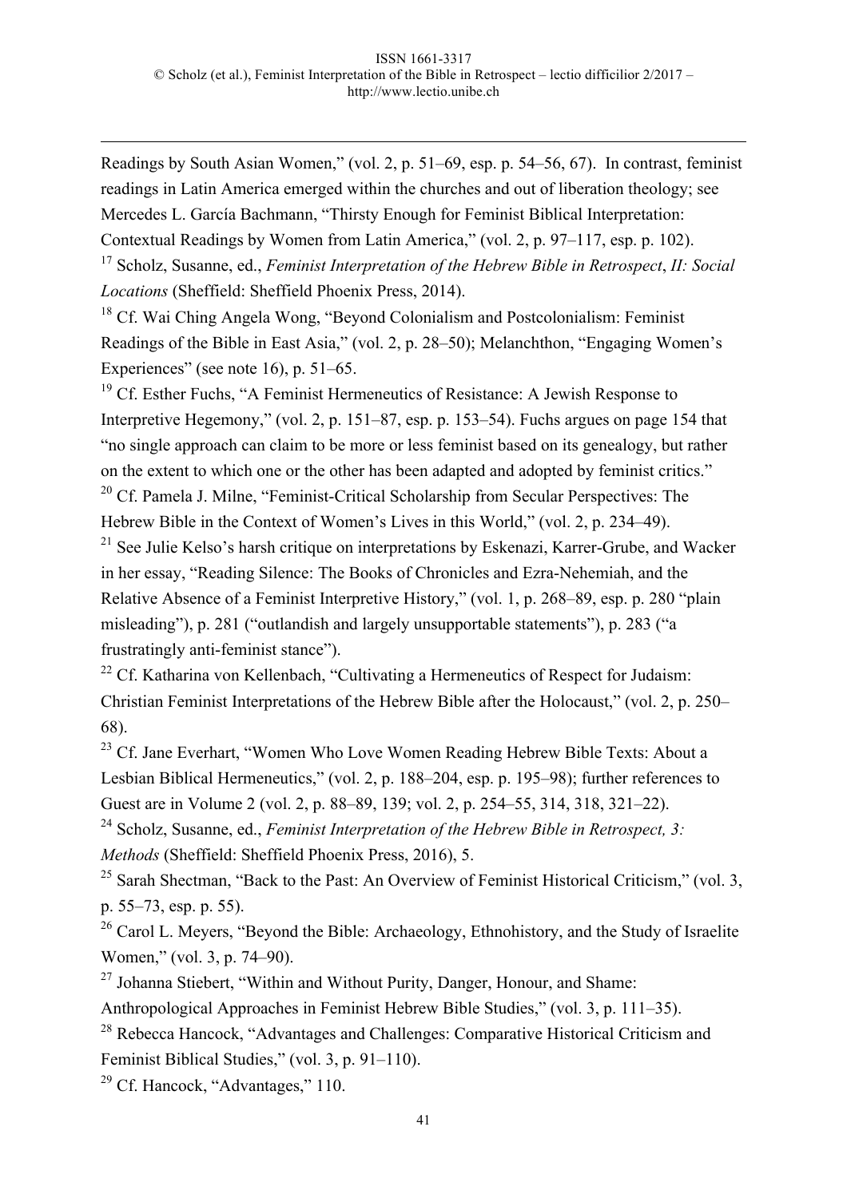Readings by South Asian Women," (vol. 2, p. 51–69, esp. p. 54–56, 67). In contrast, feminist readings in Latin America emerged within the churches and out of liberation theology; see Mercedes L. García Bachmann, "Thirsty Enough for Feminist Biblical Interpretation: Contextual Readings by Women from Latin America," (vol. 2, p. 97–117, esp. p. 102).

[17] Scholz, Susanne, ed., *Feminist Interpretation of the Hebrew Bible in Retrospect*, *II: Social Locations* (Sheffield: Sheffield Phoenix Press, 2014).

[18] Cf. Wai Ching Angela Wong, "Beyond Colonialism and Postcolonialism: Feminist Readings of the Bible in East Asia," (vol. 2, p. 28–50); Melanchthon, "Engaging Women's Experiences" (see note 16), p. 51–65.

[19] Cf. Esther Fuchs, "A Feminist Hermeneutics of Resistance: A Jewish Response to Interpretive Hegemony," (vol. 2, p. 151–87, esp. p. 153–54). Fuchs argues on page 154 that "no single approach can claim to be more or less feminist based on its genealogy, but rather on the extent to which one or the other has been adapted and adopted by feminist critics."

[20] Cf. Pamela J. Milne, "Feminist-Critical Scholarship from Secular Perspectives: The Hebrew Bible in the Context of Women's Lives in this World," (vol. 2, p. 234–49).

[21] See Julie Kelso's harsh critique on interpretations by Eskenazi, Karrer-Grube, and Wacker in her essay, "Reading Silence: The Books of Chronicles and Ezra-Nehemiah, and the Relative Absence of a Feminist Interpretive History," (vol. 1, p. 268–89, esp. p. 280 "plain misleading"), p. 281 ("outlandish and largely unsupportable statements"), p. 283 ("a frustratingly anti-feminist stance").

[22] Cf. Katharina von Kellenbach, "Cultivating a Hermeneutics of Respect for Judaism: Christian Feminist Interpretations of the Hebrew Bible after the Holocaust," (vol. 2, p. 250–68).

[23] Cf. Jane Everhart, "Women Who Love Women Reading Hebrew Bible Texts: About a Lesbian Biblical Hermeneutics," (vol. 2, p. 188–204, esp. p. 195–98); further references to Guest are in Volume 2 (vol. 2, p. 88–89, 139; vol. 2, p. 254–55, 314, 318, 321–22).

[24] Scholz, Susanne, ed., *Feminist Interpretation of the Hebrew Bible in Retrospect, 3: Methods* (Sheffield: Sheffield Phoenix Press, 2016), 5.

[25] Sarah Shectman, "Back to the Past: An Overview of Feminist Historical Criticism," (vol. 3, p. 55–73, esp. p. 55).

[26] Carol L. Meyers, "Beyond the Bible: Archaeology, Ethnohistory, and the Study of Israelite Women," (vol. 3, p. 74–90).

[27] Johanna Stiebert, "Within and Without Purity, Danger, Honour, and Shame: Anthropological Approaches in Feminist Hebrew Bible Studies," (vol. 3, p. 111–35).

[28] Rebecca Hancock, "Advantages and Challenges: Comparative Historical Criticism and Feminist Biblical Studies," (vol. 3, p. 91–110).

[29] Cf. Hancock, "Advantages," 110.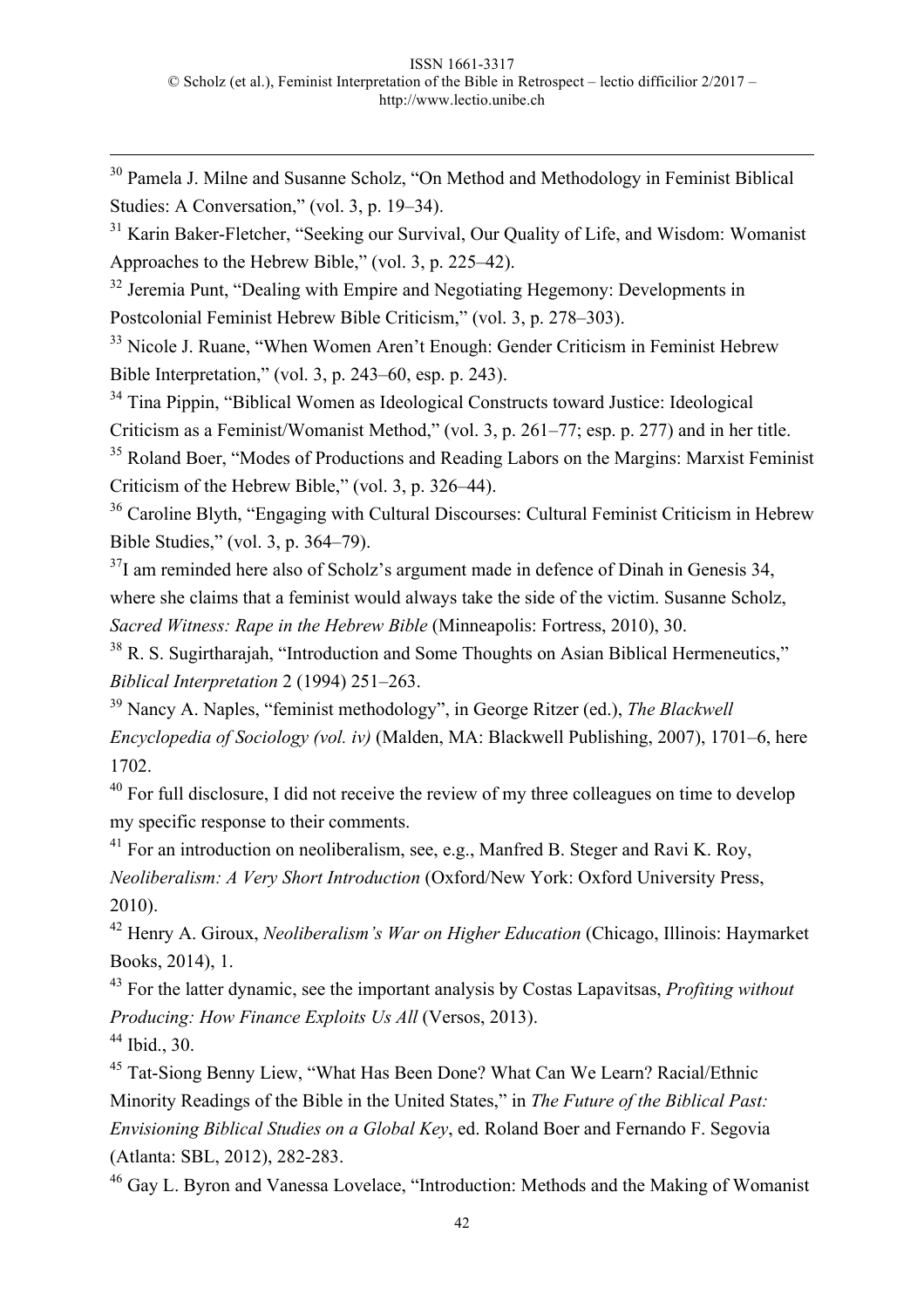[30] Pamela J. Milne and Susanne Scholz, "On Method and Methodology in Feminist Biblical Studies: A Conversation," (vol. 3, p. 19–34).

[31] Karin Baker-Fletcher, "Seeking our Survival, Our Quality of Life, and Wisdom: Womanist Approaches to the Hebrew Bible," (vol. 3, p. 225–42).

[32] Jeremia Punt, "Dealing with Empire and Negotiating Hegemony: Developments in Postcolonial Feminist Hebrew Bible Criticism," (vol. 3, p. 278–303).

[33] Nicole J. Ruane, "When Women Aren't Enough: Gender Criticism in Feminist Hebrew Bible Interpretation," (vol. 3, p. 243–60, esp. p. 243).

[34] Tina Pippin, "Biblical Women as Ideological Constructs toward Justice: Ideological Criticism as a Feminist/Womanist Method," (vol. 3, p. 261–77; esp. p. 277) and in her title.

[35] Roland Boer, "Modes of Productions and Reading Labors on the Margins: Marxist Feminist Criticism of the Hebrew Bible," (vol. 3, p. 326–44).

[36] Caroline Blyth, "Engaging with Cultural Discourses: Cultural Feminist Criticism in Hebrew Bible Studies," (vol. 3, p. 364–79).

[37] I am reminded here also of Scholz's argument made in defence of Dinah in Genesis 34, where she claims that a feminist would always take the side of the victim. Susanne Scholz, *Sacred Witness: Rape in the Hebrew Bible* (Minneapolis: Fortress, 2010), 30.

[38] R. S. Sugirtharajah, "Introduction and Some Thoughts on Asian Biblical Hermeneutics," *Biblical Interpretation* 2 (1994) 251–263.

[39] Nancy A. Naples, "feminist methodology", in George Ritzer (ed.), *The Blackwell Encyclopedia of Sociology (vol. iv)* (Malden, MA: Blackwell Publishing, 2007), 1701–6, here 1702.

[40] For full disclosure, I did not receive the review of my three colleagues on time to develop my specific response to their comments.

[41] For an introduction on neoliberalism, see, e.g., Manfred B. Steger and Ravi K. Roy, *Neoliberalism: A Very Short Introduction* (Oxford/New York: Oxford University Press, 2010).

[42] Henry A. Giroux, *Neoliberalism's War on Higher Education* (Chicago, Illinois: Haymarket Books, 2014), 1.

[43] For the latter dynamic, see the important analysis by Costas Lapavitsas, *Profiting without Producing: How Finance Exploits Us All* (Versos, 2013).

[44] Ibid., 30.

[45] Tat-Siong Benny Liew, "What Has Been Done? What Can We Learn? Racial/Ethnic Minority Readings of the Bible in the United States," in *The Future of the Biblical Past: Envisioning Biblical Studies on a Global Key*, ed. Roland Boer and Fernando F. Segovia (Atlanta: SBL, 2012), 282-283.

[46] Gay L. Byron and Vanessa Lovelace, "Introduction: Methods and the Making of Womanist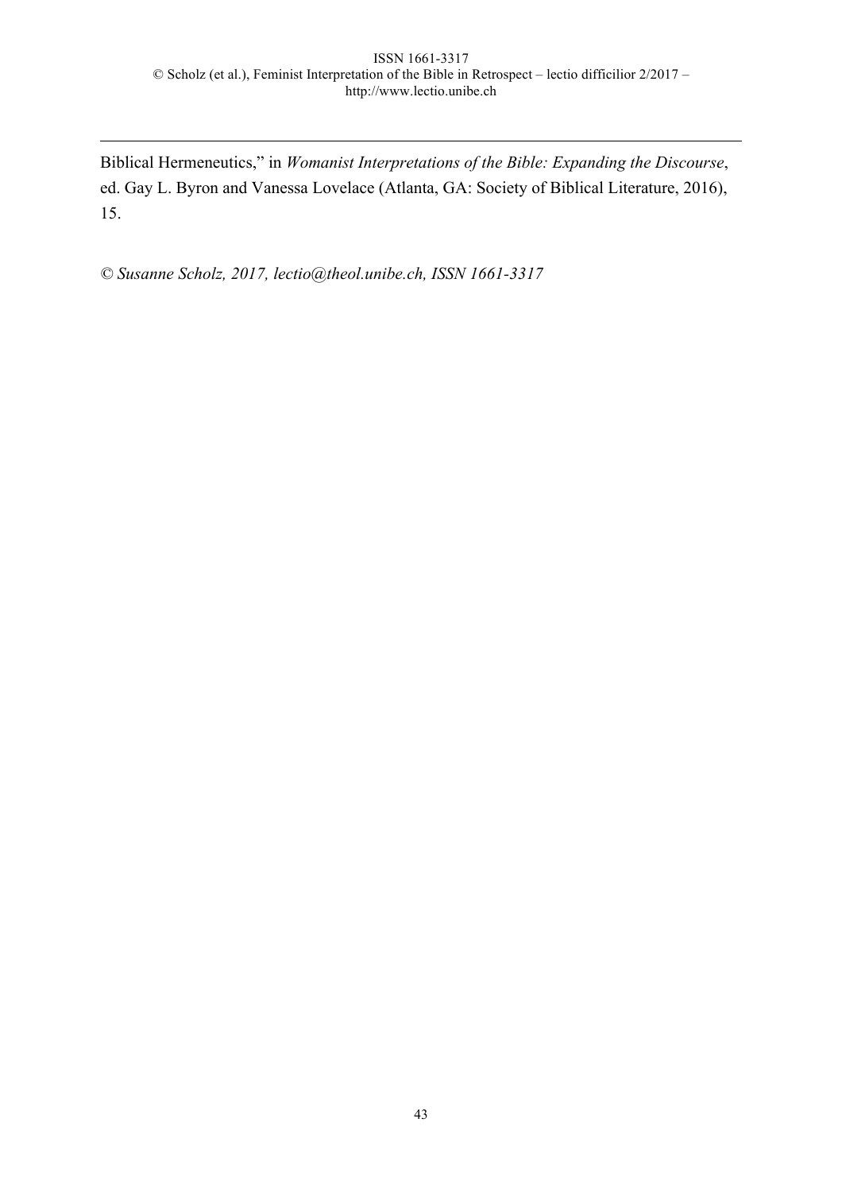Biblical Hermeneutics," in *Womanist Interpretations of the Bible: Expanding the Discourse*, ed. Gay L. Byron and Vanessa Lovelace (Atlanta, GA: Society of Biblical Literature, 2016), 15.

*© Susanne Scholz, 2017, lectio@theol.unibe.ch, ISSN 1661-3317*